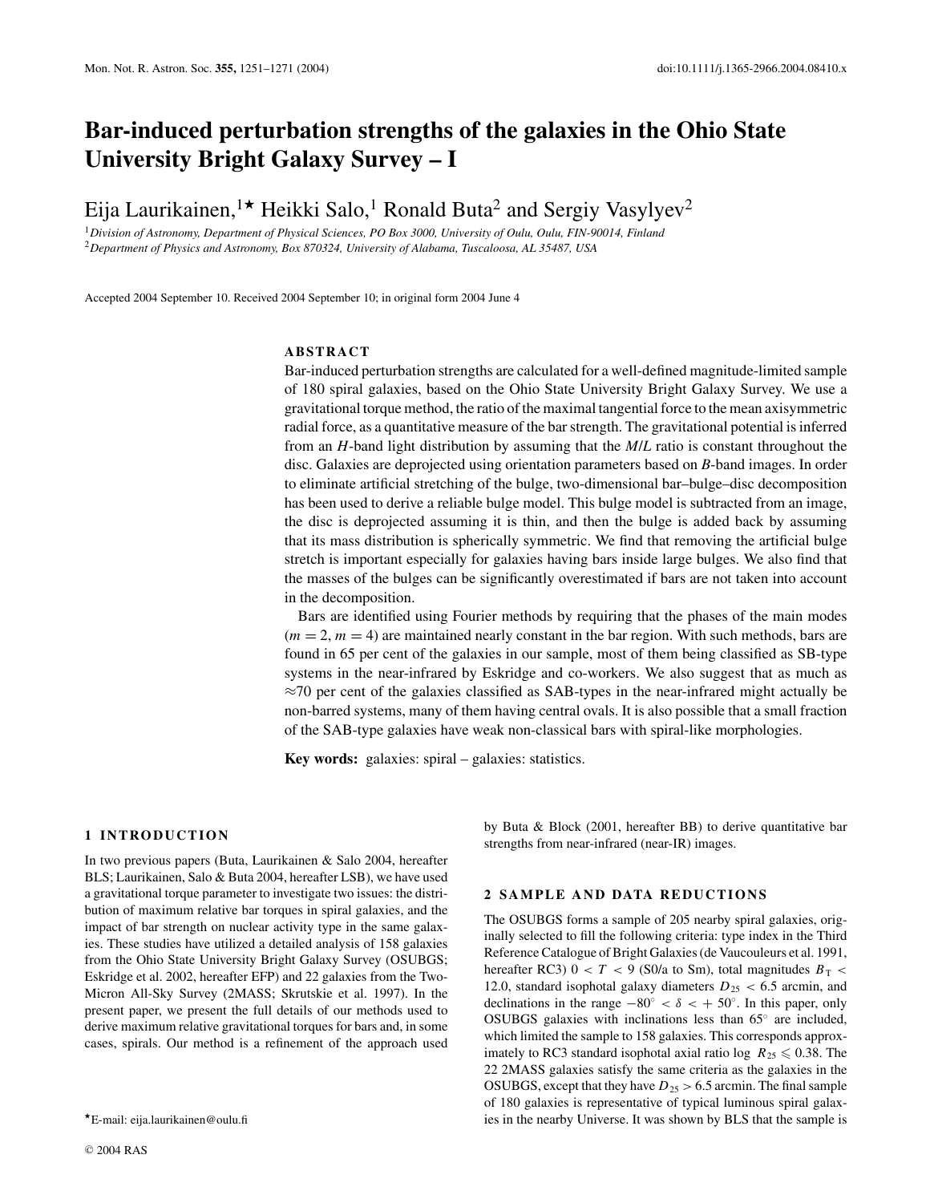# Bar-induced perturbation strengths of the galaxies in the Ohio State University Bright Galaxy Survey – I

Eija Laurikainen,[1*] Heikki Salo,[1] Ronald Buta[2] and Sergiy Vasylyev[2]

[1] *Division of Astronomy, Department of Physical Sciences, PO Box 3000, University of Oulu, Oulu, FIN-90014, Finland*
[2] *Department of Physics and Astronomy, Box 870324, University of Alabama, Tuscaloosa, AL 35487, USA*

Accepted 2004 September 10. Received 2004 September 10; in original form 2004 June 4

## ABSTRACT

Bar-induced perturbation strengths are calculated for a well-defined magnitude-limited sample of 180 spiral galaxies, based on the Ohio State University Bright Galaxy Survey. We use a gravitational torque method, the ratio of the maximal tangential force to the mean axisymmetric radial force, as a quantitative measure of the bar strength. The gravitational potential is inferred from an $H$-band light distribution by assuming that the $M/L$ ratio is constant throughout the disc. Galaxies are deprojected using orientation parameters based on $B$-band images. In order to eliminate artificial stretching of the bulge, two-dimensional bar–bulge–disc decomposition has been used to derive a reliable bulge model. This bulge model is subtracted from an image, the disc is deprojected assuming it is thin, and then the bulge is added back by assuming that its mass distribution is spherically symmetric. We find that removing the artificial bulge stretch is important especially for galaxies having bars inside large bulges. We also find that the masses of the bulges can be significantly overestimated if bars are not taken into account in the decomposition.

Bars are identified using Fourier methods by requiring that the phases of the main modes ($m = 2$, $m = 4$) are maintained nearly constant in the bar region. With such methods, bars are found in 65 per cent of the galaxies in our sample, most of them being classified as SB-type systems in the near-infrared by Eskridge and co-workers. We also suggest that as much as $\approx$70 per cent of the galaxies classified as SAB-types in the near-infrared might actually be non-barred systems, many of them having central ovals. It is also possible that a small fraction of the SAB-type galaxies have weak non-classical bars with spiral-like morphologies.

**Key words:** galaxies: spiral – galaxies: statistics.

## 1 INTRODUCTION

In two previous papers (Buta, Laurikainen & Salo 2004, hereafter BLS; Laurikainen, Salo & Buta 2004, hereafter LSB), we have used a gravitational torque parameter to investigate two issues: the distribution of maximum relative bar torques in spiral galaxies, and the impact of bar strength on nuclear activity type in the same galaxies. These studies have utilized a detailed analysis of 158 galaxies from the Ohio State University Bright Galaxy Survey (OSUBGS; Eskridge et al. 2002, hereafter EFP) and 22 galaxies from the Two-Micron All-Sky Survey (2MASS; Skrutskie et al. 1997). In the present paper, we present the full details of our methods used to derive maximum relative gravitational torques for bars and, in some cases, spirals. Our method is a refinement of the approach used by Buta & Block (2001, hereafter BB) to derive quantitative bar strengths from near-infrared (near-IR) images.

## 2 SAMPLE AND DATA REDUCTIONS

The OSUBGS forms a sample of 205 nearby spiral galaxies, originally selected to fill the following criteria: type index in the Third Reference Catalogue of Bright Galaxies (de Vaucouleurs et al. 1991, hereafter RC3) $0 < T < 9$ (S0/a to Sm), total magnitudes $B_T < 12.0$, standard isophotal galaxy diameters $D_{25} < 6.5$ arcmin, and declinations in the range $-80° < \delta < +50°$. In this paper, only OSUBGS galaxies with inclinations less than 65° are included, which limited the sample to 158 galaxies. This corresponds approximately to RC3 standard isophotal axial ratio log $R_{25} \leqslant 0.38$. The 22 2MASS galaxies satisfy the same criteria as the galaxies in the OSUBGS, except that they have $D_{25} > 6.5$ arcmin. The final sample of 180 galaxies is representative of typical luminous spiral galaxies in the nearby Universe. It was shown by BLS that the sample is

*E-mail: eija.laurikainen@oulu.fi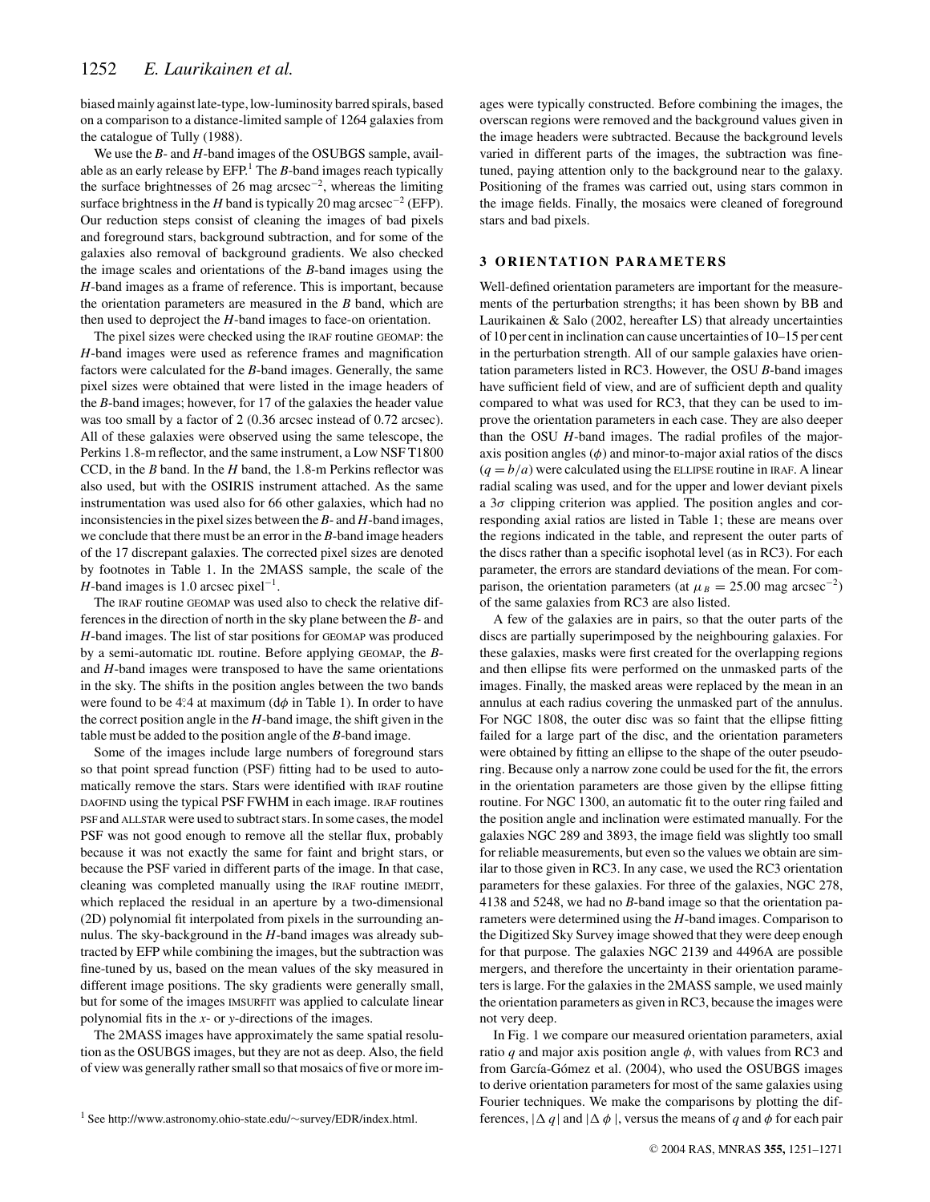biased mainly against late-type, low-luminosity barred spirals, based on a comparison to a distance-limited sample of 1264 galaxies from the catalogue of Tully (1988).

We use the *B*- and *H*-band images of the OSUBGS sample, available as an early release by EFP.[1] The *B*-band images reach typically the surface brightnesses of 26 mag arcsec$^{-2}$, whereas the limiting surface brightness in the *H* band is typically 20 mag arcsec$^{-2}$ (EFP). Our reduction steps consist of cleaning the images of bad pixels and foreground stars, background subtraction, and for some of the galaxies also removal of background gradients. We also checked the image scales and orientations of the *B*-band images using the *H*-band images as a frame of reference. This is important, because the orientation parameters are measured in the *B* band, which are then used to deproject the *H*-band images to face-on orientation.

The pixel sizes were checked using the IRAF routine GEOMAP: the *H*-band images were used as reference frames and magnification factors were calculated for the *B*-band images. Generally, the same pixel sizes were obtained that were listed in the image headers of the *B*-band images; however, for 17 of the galaxies the header value was too small by a factor of 2 (0.36 arcsec instead of 0.72 arcsec). All of these galaxies were observed using the same telescope, the Perkins 1.8-m reflector, and the same instrument, a Low NSF T1800 CCD, in the *B* band. In the *H* band, the 1.8-m Perkins reflector was also used, but with the OSIRIS instrument attached. As the same instrumentation was used also for 66 other galaxies, which had no inconsistencies in the pixel sizes between the *B*- and *H*-band images, we conclude that there must be an error in the *B*-band image headers of the 17 discrepant galaxies. The corrected pixel sizes are denoted by footnotes in Table 1. In the 2MASS sample, the scale of the *H*-band images is 1.0 arcsec pixel$^{-1}$.

The IRAF routine GEOMAP was used also to check the relative differences in the direction of north in the sky plane between the *B*- and *H*-band images. The list of star positions for GEOMAP was produced by a semi-automatic IDL routine. Before applying GEOMAP, the *B*- and *H*-band images were transposed to have the same orientations in the sky. The shifts in the position angles between the two bands were found to be 4$\overset{\circ}{.}$4 at maximum (d$\phi$ in Table 1). In order to have the correct position angle in the *H*-band image, the shift given in the table must be added to the position angle of the *B*-band image.

Some of the images include large numbers of foreground stars so that point spread function (PSF) fitting had to be used to automatically remove the stars. Stars were identified with IRAF routine DAOFIND using the typical PSF FWHM in each image. IRAF routines PSF and ALLSTAR were used to subtract stars. In some cases, the model PSF was not good enough to remove all the stellar flux, probably because it was not exactly the same for faint and bright stars, or because the PSF varied in different parts of the image. In that case, cleaning was completed manually using the IRAF routine IMEDIT, which replaced the residual in an aperture by a two-dimensional (2D) polynomial fit interpolated from pixels in the surrounding annulus. The sky-background in the *H*-band images was already subtracted by EFP while combining the images, but the subtraction was fine-tuned by us, based on the mean values of the sky measured in different image positions. The sky gradients were generally small, but for some of the images IMSURFIT was applied to calculate linear polynomial fits in the *x*- or *y*-directions of the images.

The 2MASS images have approximately the same spatial resolution as the OSUBGS images, but they are not as deep. Also, the field of view was generally rather small so that mosaics of five or more images were typically constructed. Before combining the images, the overscan regions were removed and the background values given in the image headers were subtracted. Because the background levels varied in different parts of the images, the subtraction was fine-tuned, paying attention only to the background near to the galaxy. Positioning of the frames was carried out, using stars common in the image fields. Finally, the mosaics were cleaned of foreground stars and bad pixels.

## 3 ORIENTATION PARAMETERS

Well-defined orientation parameters are important for the measurements of the perturbation strengths; it has been shown by BB and Laurikainen & Salo (2002, hereafter LS) that already uncertainties of 10 per cent in inclination can cause uncertainties of 10–15 per cent in the perturbation strength. All of our sample galaxies have orientation parameters listed in RC3. However, the OSU *B*-band images have sufficient field of view, and are of sufficient depth and quality compared to what was used for RC3, that they can be used to improve the orientation parameters in each case. They are also deeper than the OSU *H*-band images. The radial profiles of the major-axis position angles ($\phi$) and minor-to-major axial ratios of the discs ($q = b/a$) were calculated using the ELLIPSE routine in IRAF. A linear radial scaling was used, and for the upper and lower deviant pixels a $3\sigma$ clipping criterion was applied. The position angles and corresponding axial ratios are listed in Table 1; these are means over the regions indicated in the table, and represent the outer parts of the discs rather than a specific isophotal level (as in RC3). For each parameter, the errors are standard deviations of the mean. For comparison, the orientation parameters (at $\mu_B = 25.00$ mag arcsec$^{-2}$) of the same galaxies from RC3 are also listed.

A few of the galaxies are in pairs, so that the outer parts of the discs are partially superimposed by the neighbouring galaxies. For these galaxies, masks were first created for the overlapping regions and then ellipse fits were performed on the unmasked parts of the images. Finally, the masked areas were replaced by the mean in an annulus at each radius covering the unmasked part of the annulus. For NGC 1808, the outer disc was so faint that the ellipse fitting failed for a large part of the disc, and the orientation parameters were obtained by fitting an ellipse to the shape of the outer pseudoring. Because only a narrow zone could be used for the fit, the errors in the orientation parameters are those given by the ellipse fitting routine. For NGC 1300, an automatic fit to the outer ring failed and the position angle and inclination were estimated manually. For the galaxies NGC 289 and 3893, the image field was slightly too small for reliable measurements, but even so the values we obtain are similar to those given in RC3. In any case, we used the RC3 orientation parameters for these galaxies. For three of the galaxies, NGC 278, 4138 and 5248, we had no *B*-band image so that the orientation parameters were determined using the *H*-band images. Comparison to the Digitized Sky Survey image showed that they were deep enough for that purpose. The galaxies NGC 2139 and 4496A are possible mergers, and therefore the uncertainty in their orientation parameters is large. For the galaxies in the 2MASS sample, we used mainly the orientation parameters as given in RC3, because the images were not very deep.

In Fig. 1 we compare our measured orientation parameters, axial ratio $q$ and major axis position angle $\phi$, with values from RC3 and from García-Gómez et al. (2004), who used the OSUBGS images to derive orientation parameters for most of the same galaxies using Fourier techniques. We make the comparisons by plotting the differences, $|\Delta q|$ and $|\Delta \phi|$, versus the means of $q$ and $\phi$ for each pair

[1] See http://www.astronomy.ohio-state.edu/~survey/EDR/index.html.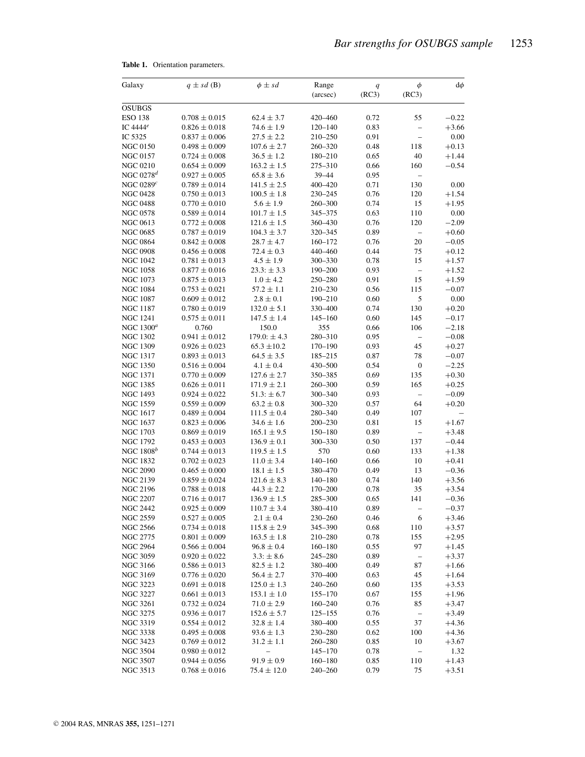**Table 1.** Orientation parameters.

| Galaxy | $q \pm sd$ (B) | $\phi \pm sd$ | Range (arcsec) | $q$ (RC3) | $\phi$ (RC3) | d$\phi$ |
|---|---|---|---|---|---|---|
| OSUBGS | | | | | | |
| ESO 138 | $0.708 \pm 0.015$ | $62.4 \pm 3.7$ | 420–460 | 0.72 | 55 | −0.22 |
| IC 4444[e] | $0.826 \pm 0.018$ | $74.6 \pm 1.9$ | 120–140 | 0.83 | – | +3.66 |
| IC 5325 | $0.837 \pm 0.006$ | $27.5 \pm 2.2$ | 210–250 | 0.91 | – | 0.00 |
| NGC 0150 | $0.498 \pm 0.009$ | $107.6 \pm 2.7$ | 260–320 | 0.48 | 118 | +0.13 |
| NGC 0157 | $0.724 \pm 0.008$ | $36.5 \pm 1.2$ | 180–210 | 0.65 | 40 | +1.44 |
| NGC 0210 | $0.654 \pm 0.009$ | $163.2 \pm 1.5$ | 275–310 | 0.66 | 160 | −0.54 |
| NGC 0278[d] | $0.927 \pm 0.005$ | $65.8 \pm 3.6$ | 39–44 | 0.95 | – | |
| NGC 0289[c] | $0.789 \pm 0.014$ | $141.5 \pm 2.5$ | 400–420 | 0.71 | 130 | 0.00 |
| NGC 0428 | $0.750 \pm 0.013$ | $100.5 \pm 1.8$ | 230–245 | 0.76 | 120 | +1.54 |
| NGC 0488 | $0.770 \pm 0.010$ | $5.6 \pm 1.9$ | 260–300 | 0.74 | 15 | +1.95 |
| NGC 0578 | $0.589 \pm 0.014$ | $101.7 \pm 1.5$ | 345–375 | 0.63 | 110 | 0.00 |
| NGC 0613 | $0.772 \pm 0.008$ | $121.6 \pm 1.5$ | 360–430 | 0.76 | 120 | −2.09 |
| NGC 0685 | $0.787 \pm 0.019$ | $104.3 \pm 3.7$ | 320–345 | 0.89 | – | +0.60 |
| NGC 0864 | $0.842 \pm 0.008$ | $28.7 \pm 4.7$ | 160–172 | 0.76 | 20 | −0.05 |
| NGC 0908 | $0.456 \pm 0.008$ | $72.4 \pm 0.3$ | 440–460 | 0.44 | 75 | +0.12 |
| NGC 1042 | $0.781 \pm 0.013$ | $4.5 \pm 1.9$ | 300–330 | 0.78 | 15 | +1.57 |
| NGC 1058 | $0.877 \pm 0.016$ | $23.3{:} \pm 3.3$ | 190–200 | 0.93 | – | +1.52 |
| NGC 1073 | $0.875 \pm 0.013$ | $1.0 \pm 4.2$ | 250–280 | 0.91 | 15 | +1.59 |
| NGC 1084 | $0.753 \pm 0.021$ | $57.2 \pm 1.1$ | 210–230 | 0.56 | 115 | −0.07 |
| NGC 1087 | $0.609 \pm 0.012$ | $2.8 \pm 0.1$ | 190–210 | 0.60 | 5 | 0.00 |
| NGC 1187 | $0.780 \pm 0.019$ | $132.0 \pm 5.1$ | 330–400 | 0.74 | 130 | +0.20 |
| NGC 1241 | $0.575 \pm 0.011$ | $147.5 \pm 1.4$ | 145–160 | 0.60 | 145 | −0.17 |
| NGC 1300[a] | 0.760 | 150.0 | 355 | 0.66 | 106 | −2.18 |
| NGC 1302 | $0.941 \pm 0.012$ | $179.0{:} \pm 4.3$ | 280–310 | 0.95 | – | −0.08 |
| NGC 1309 | $0.926 \pm 0.023$ | $65.3 \pm 10.2$ | 170–190 | 0.93 | 45 | +0.27 |
| NGC 1317 | $0.893 \pm 0.013$ | $64.5 \pm 3.5$ | 185–215 | 0.87 | 78 | −0.07 |
| NGC 1350 | $0.516 \pm 0.004$ | $4.1 \pm 0.4$ | 430–500 | 0.54 | 0 | −2.25 |
| NGC 1371 | $0.770 \pm 0.009$ | $127.6 \pm 2.7$ | 350–385 | 0.69 | 135 | +0.30 |
| NGC 1385 | $0.626 \pm 0.011$ | $171.9 \pm 2.1$ | 260–300 | 0.59 | 165 | +0.25 |
| NGC 1493 | $0.924 \pm 0.022$ | $51.3{:} \pm 6.7$ | 300–340 | 0.93 | – | −0.09 |
| NGC 1559 | $0.559 \pm 0.009$ | $63.2 \pm 0.8$ | 300–320 | 0.57 | 64 | +0.20 |
| NGC 1617 | $0.489 \pm 0.004$ | $111.5 \pm 0.4$ | 280–340 | 0.49 | 107 | – |
| NGC 1637 | $0.823 \pm 0.006$ | $34.6 \pm 1.6$ | 200–230 | 0.81 | 15 | +1.67 |
| NGC 1703 | $0.869 \pm 0.019$ | $165.1 \pm 9.5$ | 150–180 | 0.89 | – | +3.48 |
| NGC 1792 | $0.453 \pm 0.003$ | $136.9 \pm 0.1$ | 300–330 | 0.50 | 137 | −0.44 |
| NGC 1808[b] | $0.744 \pm 0.013$ | $119.5 \pm 1.5$ | 570 | 0.60 | 133 | +1.38 |
| NGC 1832 | $0.702 \pm 0.023$ | $11.0 \pm 3.4$ | 140–160 | 0.66 | 10 | +0.41 |
| NGC 2090 | $0.465 \pm 0.000$ | $18.1 \pm 1.5$ | 380–470 | 0.49 | 13 | −0.36 |
| NGC 2139 | $0.859 \pm 0.024$ | $121.6 \pm 8.3$ | 140–180 | 0.74 | 140 | +3.56 |
| NGC 2196 | $0.788 \pm 0.018$ | $44.3 \pm 2.2$ | 170–200 | 0.78 | 35 | +3.54 |
| NGC 2207 | $0.716 \pm 0.017$ | $136.9 \pm 1.5$ | 285–300 | 0.65 | 141 | −0.36 |
| NGC 2442 | $0.925 \pm 0.009$ | $110.7 \pm 3.4$ | 380–410 | 0.89 | – | −0.37 |
| NGC 2559 | $0.527 \pm 0.005$ | $2.1 \pm 0.4$ | 230–260 | 0.46 | 6 | +3.46 |
| NGC 2566 | $0.734 \pm 0.018$ | $115.8 \pm 2.9$ | 345–390 | 0.68 | 110 | +3.57 |
| NGC 2775 | $0.801 \pm 0.009$ | $163.5 \pm 1.8$ | 210–280 | 0.78 | 155 | +2.95 |
| NGC 2964 | $0.566 \pm 0.004$ | $96.8 \pm 0.4$ | 160–180 | 0.55 | 97 | +1.45 |
| NGC 3059 | $0.920 \pm 0.022$ | $3.3{:} \pm 8.6$ | 245–280 | 0.89 | – | +3.37 |
| NGC 3166 | $0.586 \pm 0.013$ | $82.5 \pm 1.2$ | 380–400 | 0.49 | 87 | +1.66 |
| NGC 3169 | $0.776 \pm 0.020$ | $56.4 \pm 2.7$ | 370–400 | 0.63 | 45 | +1.64 |
| NGC 3223 | $0.691 \pm 0.018$ | $125.0 \pm 1.3$ | 240–260 | 0.60 | 135 | +3.53 |
| NGC 3227 | $0.661 \pm 0.013$ | $153.1 \pm 1.0$ | 155–170 | 0.67 | 155 | +1.96 |
| NGC 3261 | $0.732 \pm 0.024$ | $71.0 \pm 2.9$ | 160–240 | 0.76 | 85 | +3.47 |
| NGC 3275 | $0.936 \pm 0.017$ | $152.6 \pm 5.7$ | 125–155 | 0.76 | – | +3.49 |
| NGC 3319 | $0.554 \pm 0.012$ | $32.8 \pm 1.4$ | 380–400 | 0.55 | 37 | +4.36 |
| NGC 3338 | $0.495 \pm 0.008$ | $93.6 \pm 1.3$ | 230–280 | 0.62 | 100 | +4.36 |
| NGC 3423 | $0.769 \pm 0.012$ | $31.2 \pm 1.1$ | 260–280 | 0.85 | 10 | +3.67 |
| NGC 3504 | $0.980 \pm 0.012$ | – | 145–170 | 0.78 | – | 1.32 |
| NGC 3507 | $0.944 \pm 0.056$ | $91.9 \pm 0.9$ | 160–180 | 0.85 | 110 | +1.43 |
| NGC 3513 | $0.768 \pm 0.016$ | $75.4 \pm 12.0$ | 240–260 | 0.79 | 75 | +3.51 |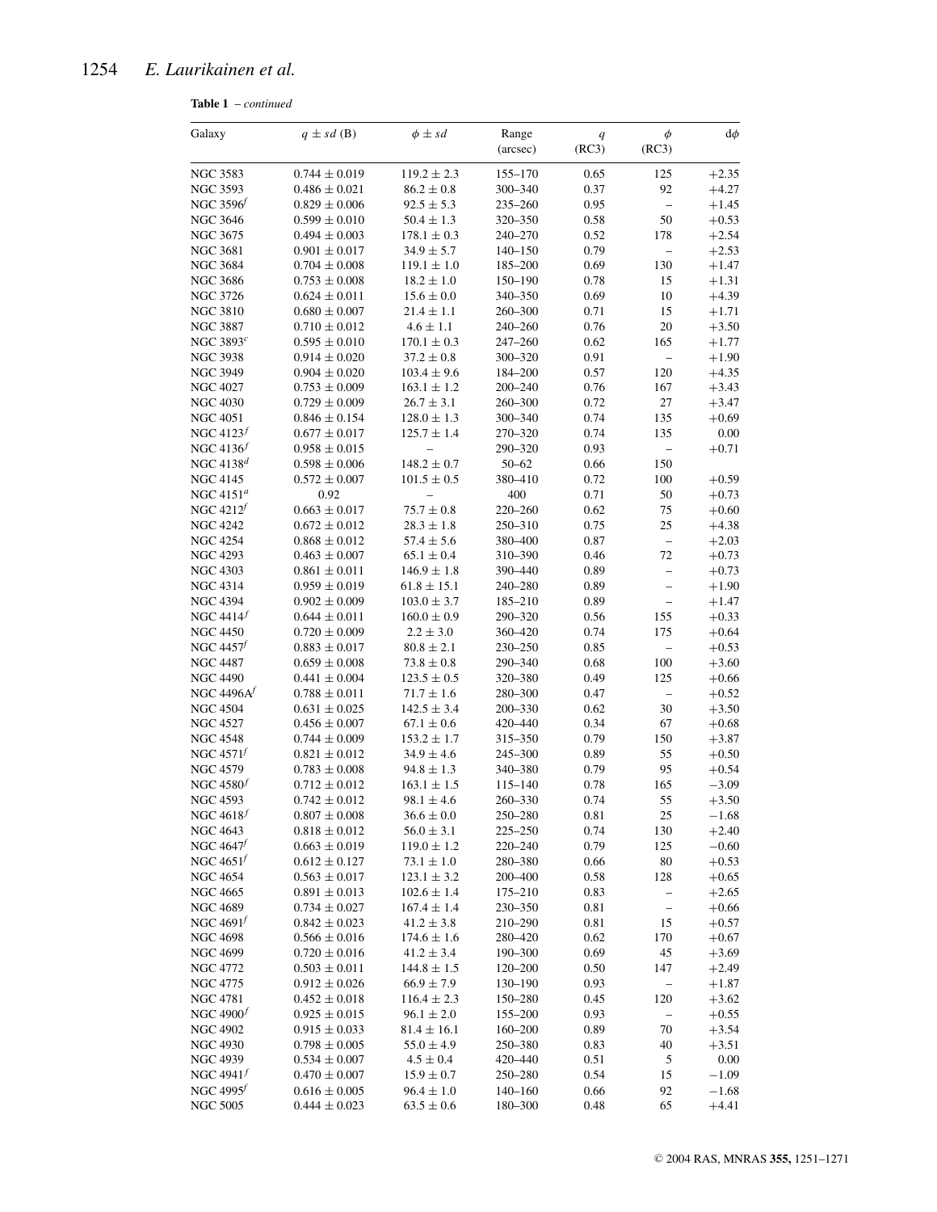**Table 1** – *continued*

| Galaxy | $q \pm sd$ (B) | $\phi \pm sd$ | Range (arcsec) | $q$ (RC3) | $\phi$ (RC3) | d$\phi$ |
|---|---|---|---|---|---|---|
| NGC 3583 | 0.744 ± 0.019 | 119.2 ± 2.3 | 155–170 | 0.65 | 125 | +2.35 |
| NGC 3593 | 0.486 ± 0.021 | 86.2 ± 0.8 | 300–340 | 0.37 | 92 | +4.27 |
| NGC 3596[f] | 0.829 ± 0.006 | 92.5 ± 5.3 | 235–260 | 0.95 | – | +1.45 |
| NGC 3646 | 0.599 ± 0.010 | 50.4 ± 1.3 | 320–350 | 0.58 | 50 | +0.53 |
| NGC 3675 | 0.494 ± 0.003 | 178.1 ± 0.3 | 240–270 | 0.52 | 178 | +2.54 |
| NGC 3681 | 0.901 ± 0.017 | 34.9 ± 5.7 | 140–150 | 0.79 | – | +2.53 |
| NGC 3684 | 0.704 ± 0.008 | 119.1 ± 1.0 | 185–200 | 0.69 | 130 | +1.47 |
| NGC 3686 | 0.753 ± 0.008 | 18.2 ± 1.0 | 150–190 | 0.78 | 15 | +1.31 |
| NGC 3726 | 0.624 ± 0.011 | 15.6 ± 0.0 | 340–350 | 0.69 | 10 | +4.39 |
| NGC 3810 | 0.680 ± 0.007 | 21.4 ± 1.1 | 260–300 | 0.71 | 15 | +1.71 |
| NGC 3887 | 0.710 ± 0.012 | 4.6 ± 1.1 | 240–260 | 0.76 | 20 | +3.50 |
| NGC 3893[c] | 0.595 ± 0.010 | 170.1 ± 0.3 | 247–260 | 0.62 | 165 | +1.77 |
| NGC 3938 | 0.914 ± 0.020 | 37.2 ± 0.8 | 300–320 | 0.91 | – | +1.90 |
| NGC 3949 | 0.904 ± 0.020 | 103.4 ± 9.6 | 184–200 | 0.57 | 120 | +4.35 |
| NGC 4027 | 0.753 ± 0.009 | 163.1 ± 1.2 | 200–240 | 0.76 | 167 | +3.43 |
| NGC 4030 | 0.729 ± 0.009 | 26.7 ± 3.1 | 260–300 | 0.72 | 27 | +3.47 |
| NGC 4051 | 0.846 ± 0.154 | 128.0 ± 1.3 | 300–340 | 0.74 | 135 | +0.69 |
| NGC 4123[f] | 0.677 ± 0.017 | 125.7 ± 1.4 | 270–320 | 0.74 | 135 | 0.00 |
| NGC 4136[f] | 0.958 ± 0.015 | – | 290–320 | 0.93 | – | +0.71 |
| NGC 4138[d] | 0.598 ± 0.006 | 148.2 ± 0.7 | 50–62 | 0.66 | 150 | |
| NGC 4145 | 0.572 ± 0.007 | 101.5 ± 0.5 | 380–410 | 0.72 | 100 | +0.59 |
| NGC 4151[a] | 0.92 | – | 400 | 0.71 | 50 | +0.73 |
| NGC 4212[f] | 0.663 ± 0.017 | 75.7 ± 0.8 | 220–260 | 0.62 | 75 | +0.60 |
| NGC 4242 | 0.672 ± 0.012 | 28.3 ± 1.8 | 250–310 | 0.75 | 25 | +4.38 |
| NGC 4254 | 0.868 ± 0.012 | 57.4 ± 5.6 | 380–400 | 0.87 | – | +2.03 |
| NGC 4293 | 0.463 ± 0.007 | 65.1 ± 0.4 | 310–390 | 0.46 | 72 | +0.73 |
| NGC 4303 | 0.861 ± 0.011 | 146.9 ± 1.8 | 390–440 | 0.89 | – | +0.73 |
| NGC 4314 | 0.959 ± 0.019 | 61.8 ± 15.1 | 240–280 | 0.89 | – | +1.90 |
| NGC 4394 | 0.902 ± 0.009 | 103.0 ± 3.7 | 185–210 | 0.89 | – | +1.47 |
| NGC 4414[f] | 0.644 ± 0.011 | 160.0 ± 0.9 | 290–320 | 0.56 | 155 | +0.33 |
| NGC 4450 | 0.720 ± 0.009 | 2.2 ± 3.0 | 360–420 | 0.74 | 175 | +0.64 |
| NGC 4457[f] | 0.883 ± 0.017 | 80.8 ± 2.1 | 230–250 | 0.85 | – | +0.53 |
| NGC 4487 | 0.659 ± 0.008 | 73.8 ± 0.8 | 290–340 | 0.68 | 100 | +3.60 |
| NGC 4490 | 0.441 ± 0.004 | 123.5 ± 0.5 | 320–380 | 0.49 | 125 | +0.66 |
| NGC 4496A[f] | 0.788 ± 0.011 | 71.7 ± 1.6 | 280–300 | 0.47 | – | +0.52 |
| NGC 4504 | 0.631 ± 0.025 | 142.5 ± 3.4 | 200–330 | 0.62 | 30 | +3.50 |
| NGC 4527 | 0.456 ± 0.007 | 67.1 ± 0.6 | 420–440 | 0.34 | 67 | +0.68 |
| NGC 4548 | 0.744 ± 0.009 | 153.2 ± 1.7 | 315–350 | 0.79 | 150 | +3.87 |
| NGC 4571[f] | 0.821 ± 0.012 | 34.9 ± 4.6 | 245–300 | 0.89 | 55 | +0.50 |
| NGC 4579 | 0.783 ± 0.008 | 94.8 ± 1.3 | 340–380 | 0.79 | 95 | +0.54 |
| NGC 4580[f] | 0.712 ± 0.012 | 163.1 ± 1.5 | 115–140 | 0.78 | 165 | −3.09 |
| NGC 4593 | 0.742 ± 0.012 | 98.1 ± 4.6 | 260–330 | 0.74 | 55 | +3.50 |
| NGC 4618[f] | 0.807 ± 0.008 | 36.6 ± 0.0 | 250–280 | 0.81 | 25 | −1.68 |
| NGC 4643 | 0.818 ± 0.012 | 56.0 ± 3.1 | 225–250 | 0.74 | 130 | +2.40 |
| NGC 4647[f] | 0.663 ± 0.019 | 119.0 ± 1.2 | 220–240 | 0.79 | 125 | −0.60 |
| NGC 4651[f] | 0.612 ± 0.127 | 73.1 ± 1.0 | 280–380 | 0.66 | 80 | +0.53 |
| NGC 4654 | 0.563 ± 0.017 | 123.1 ± 3.2 | 200–400 | 0.58 | 128 | +0.65 |
| NGC 4665 | 0.891 ± 0.013 | 102.6 ± 1.4 | 175–210 | 0.83 | – | +2.65 |
| NGC 4689 | 0.734 ± 0.027 | 167.4 ± 1.4 | 230–350 | 0.81 | – | +0.66 |
| NGC 4691[f] | 0.842 ± 0.023 | 41.2 ± 3.8 | 210–290 | 0.81 | 15 | +0.57 |
| NGC 4698 | 0.566 ± 0.016 | 174.6 ± 1.6 | 280–420 | 0.62 | 170 | +0.67 |
| NGC 4699 | 0.720 ± 0.016 | 41.2 ± 3.4 | 190–300 | 0.69 | 45 | +3.69 |
| NGC 4772 | 0.503 ± 0.011 | 144.8 ± 1.5 | 120–200 | 0.50 | 147 | +2.49 |
| NGC 4775 | 0.912 ± 0.026 | 66.9 ± 7.9 | 130–190 | 0.93 | – | +1.87 |
| NGC 4781 | 0.452 ± 0.018 | 116.4 ± 2.3 | 150–280 | 0.45 | 120 | +3.62 |
| NGC 4900[f] | 0.925 ± 0.015 | 96.1 ± 2.0 | 155–200 | 0.93 | – | +0.55 |
| NGC 4902 | 0.915 ± 0.033 | 81.4 ± 16.1 | 160–200 | 0.89 | 70 | +3.54 |
| NGC 4930 | 0.798 ± 0.005 | 55.0 ± 4.9 | 250–380 | 0.83 | 40 | +3.51 |
| NGC 4939 | 0.534 ± 0.007 | 4.5 ± 0.4 | 420–440 | 0.51 | 5 | 0.00 |
| NGC 4941[f] | 0.470 ± 0.007 | 15.9 ± 0.7 | 250–280 | 0.54 | 15 | −1.09 |
| NGC 4995[f] | 0.616 ± 0.005 | 96.4 ± 1.0 | 140–160 | 0.66 | 92 | −1.68 |
| NGC 5005 | 0.444 ± 0.023 | 63.5 ± 0.6 | 180–300 | 0.48 | 65 | +4.41 |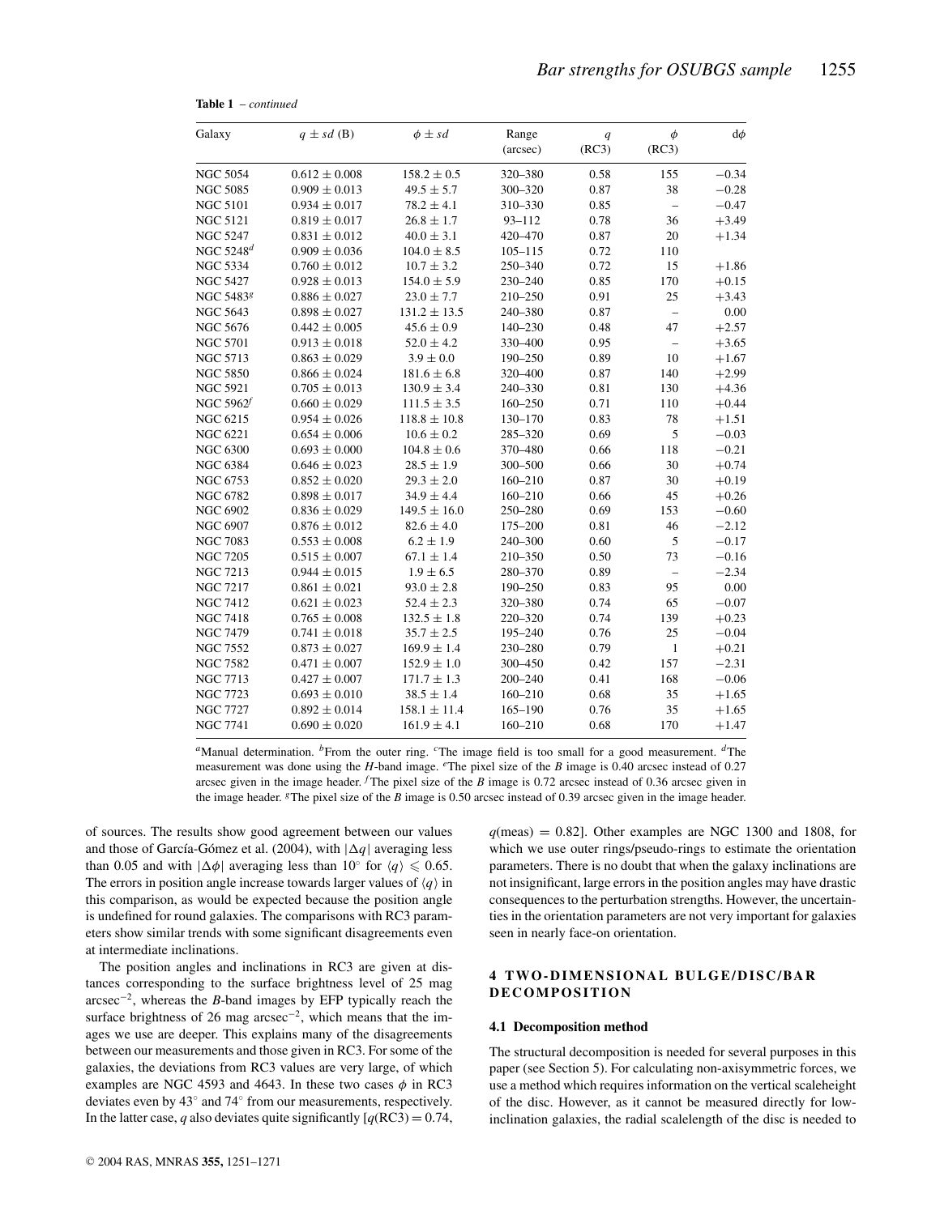**Table 1** – *continued*

| Galaxy | $q \pm sd$ (B) | $\phi \pm sd$ | Range (arcsec) | $q$ (RC3) | $\phi$ (RC3) | d$\phi$ |
|---|---|---|---|---|---|---|
| NGC 5054 | $0.612 \pm 0.008$ | $158.2 \pm 0.5$ | 320–380 | 0.58 | 155 | −0.34 |
| NGC 5085 | $0.909 \pm 0.013$ | $49.5 \pm 5.7$ | 300–320 | 0.87 | 38 | −0.28 |
| NGC 5101 | $0.934 \pm 0.017$ | $78.2 \pm 4.1$ | 310–330 | 0.85 | – | −0.47 |
| NGC 5121 | $0.819 \pm 0.017$ | $26.8 \pm 1.7$ | 93–112 | 0.78 | 36 | +3.49 |
| NGC 5247 | $0.831 \pm 0.012$ | $40.0 \pm 3.1$ | 420–470 | 0.87 | 20 | +1.34 |
| NGC 5248[d] | $0.909 \pm 0.036$ | $104.0 \pm 8.5$ | 105–115 | 0.72 | 110 | |
| NGC 5334 | $0.760 \pm 0.012$ | $10.7 \pm 3.2$ | 250–340 | 0.72 | 15 | +1.86 |
| NGC 5427 | $0.928 \pm 0.013$ | $154.0 \pm 5.9$ | 230–240 | 0.85 | 170 | +0.15 |
| NGC 5483[g] | $0.886 \pm 0.027$ | $23.0 \pm 7.7$ | 210–250 | 0.91 | 25 | +3.43 |
| NGC 5643 | $0.898 \pm 0.027$ | $131.2 \pm 13.5$ | 240–380 | 0.87 | – | 0.00 |
| NGC 5676 | $0.442 \pm 0.005$ | $45.6 \pm 0.9$ | 140–230 | 0.48 | 47 | +2.57 |
| NGC 5701 | $0.913 \pm 0.018$ | $52.0 \pm 4.2$ | 330–400 | 0.95 | – | +3.65 |
| NGC 5713 | $0.863 \pm 0.029$ | $3.9 \pm 0.0$ | 190–250 | 0.89 | 10 | +1.67 |
| NGC 5850 | $0.866 \pm 0.024$ | $181.6 \pm 6.8$ | 320–400 | 0.87 | 140 | +2.99 |
| NGC 5921 | $0.705 \pm 0.013$ | $130.9 \pm 3.4$ | 240–330 | 0.81 | 130 | +4.36 |
| NGC 5962[f] | $0.660 \pm 0.029$ | $111.5 \pm 3.5$ | 160–250 | 0.71 | 110 | +0.44 |
| NGC 6215 | $0.954 \pm 0.026$ | $118.8 \pm 10.8$ | 130–170 | 0.83 | 78 | +1.51 |
| NGC 6221 | $0.654 \pm 0.006$ | $10.6 \pm 0.2$ | 285–320 | 0.69 | 5 | −0.03 |
| NGC 6300 | $0.693 \pm 0.000$ | $104.8 \pm 0.6$ | 370–480 | 0.66 | 118 | −0.21 |
| NGC 6384 | $0.646 \pm 0.023$ | $28.5 \pm 1.9$ | 300–500 | 0.66 | 30 | +0.74 |
| NGC 6753 | $0.852 \pm 0.020$ | $29.3 \pm 2.0$ | 160–210 | 0.87 | 30 | +0.19 |
| NGC 6782 | $0.898 \pm 0.017$ | $34.9 \pm 4.4$ | 160–210 | 0.66 | 45 | +0.26 |
| NGC 6902 | $0.836 \pm 0.029$ | $149.5 \pm 16.0$ | 250–280 | 0.69 | 153 | −0.60 |
| NGC 6907 | $0.876 \pm 0.012$ | $82.6 \pm 4.0$ | 175–200 | 0.81 | 46 | −2.12 |
| NGC 7083 | $0.553 \pm 0.008$ | $6.2 \pm 1.9$ | 240–300 | 0.60 | 5 | −0.17 |
| NGC 7205 | $0.515 \pm 0.007$ | $67.1 \pm 1.4$ | 210–350 | 0.50 | 73 | −0.16 |
| NGC 7213 | $0.944 \pm 0.015$ | $1.9 \pm 6.5$ | 280–370 | 0.89 | – | −2.34 |
| NGC 7217 | $0.861 \pm 0.021$ | $93.0 \pm 2.8$ | 190–250 | 0.83 | 95 | 0.00 |
| NGC 7412 | $0.621 \pm 0.023$ | $52.4 \pm 2.3$ | 320–380 | 0.74 | 65 | −0.07 |
| NGC 7418 | $0.765 \pm 0.008$ | $132.5 \pm 1.8$ | 220–320 | 0.74 | 139 | +0.23 |
| NGC 7479 | $0.741 \pm 0.018$ | $35.7 \pm 2.5$ | 195–240 | 0.76 | 25 | −0.04 |
| NGC 7552 | $0.873 \pm 0.027$ | $169.9 \pm 1.4$ | 230–280 | 0.79 | 1 | +0.21 |
| NGC 7582 | $0.471 \pm 0.007$ | $152.9 \pm 1.0$ | 300–450 | 0.42 | 157 | −2.31 |
| NGC 7713 | $0.427 \pm 0.007$ | $171.7 \pm 1.3$ | 200–240 | 0.41 | 168 | −0.06 |
| NGC 7723 | $0.693 \pm 0.010$ | $38.5 \pm 1.4$ | 160–210 | 0.68 | 35 | +1.65 |
| NGC 7727 | $0.892 \pm 0.014$ | $158.1 \pm 11.4$ | 165–190 | 0.76 | 35 | +1.65 |
| NGC 7741 | $0.690 \pm 0.020$ | $161.9 \pm 4.1$ | 160–210 | 0.68 | 170 | +1.47 |

[a]Manual determination. [b]From the outer ring. [c]The image field is too small for a good measurement. [d]The measurement was done using the *H*-band image. [e]The pixel size of the *B* image is 0.40 arcsec instead of 0.27 arcsec given in the image header. [f]The pixel size of the *B* image is 0.72 arcsec instead of 0.36 arcsec given in the image header. [g]The pixel size of the *B* image is 0.50 arcsec instead of 0.39 arcsec given in the image header.

of sources. The results show good agreement between our values and those of García-Gómez et al. (2004), with $|\Delta q|$ averaging less than 0.05 and with $|\Delta \phi|$ averaging less than $10^\circ$ for $\langle q \rangle \leqslant 0.65$. The errors in position angle increase towards larger values of $\langle q \rangle$ in this comparison, as would be expected because the position angle is undefined for round galaxies. The comparisons with RC3 parameters show similar trends with some significant disagreements even at intermediate inclinations.

The position angles and inclinations in RC3 are given at distances corresponding to the surface brightness level of 25 mag arcsec$^{-2}$, whereas the *B*-band images by EFP typically reach the surface brightness of 26 mag arcsec$^{-2}$, which means that the images we use are deeper. This explains many of the disagreements between our measurements and those given in RC3. For some of the galaxies, the deviations from RC3 values are very large, of which examples are NGC 4593 and 4643. In these two cases $\phi$ in RC3 deviates even by $43^\circ$ and $74^\circ$ from our measurements, respectively. In the latter case, $q$ also deviates quite significantly [$q$(RC3) = 0.74, $q$(meas) = 0.82]. Other examples are NGC 1300 and 1808, for which we use outer rings/pseudo-rings to estimate the orientation parameters. There is no doubt that when the galaxy inclinations are not insignificant, large errors in the position angles may have drastic consequences to the perturbation strengths. However, the uncertainties in the orientation parameters are not very important for galaxies seen in nearly face-on orientation.

## 4 TWO-DIMENSIONAL BULGE/DISC/BAR DECOMPOSITION

### 4.1 Decomposition method

The structural decomposition is needed for several purposes in this paper (see Section 5). For calculating non-axisymmetric forces, we use a method which requires information on the vertical scaleheight of the disc. However, as it cannot be measured directly for low-inclination galaxies, the radial scalelength of the disc is needed to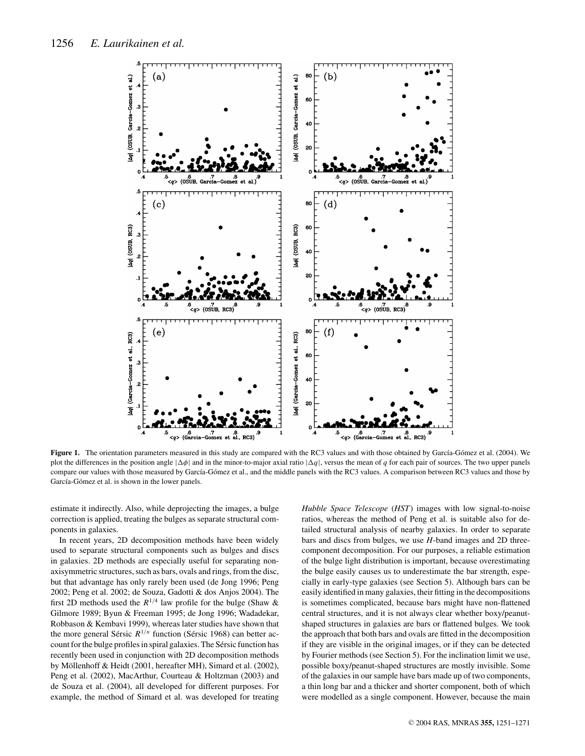**Figure 1.** The orientation parameters measured in this study are compared with the RC3 values and with those obtained by García-Gómez et al. (2004). We plot the differences in the position angle $|\Delta\phi|$ and in the minor-to-major axial ratio $|\Delta q|$, versus the mean of $q$ for each pair of sources. The two upper panels compare our values with those measured by García-Gómez et al., and the middle panels with the RC3 values. A comparison between RC3 values and those by García-Gómez et al. is shown in the lower panels.

estimate it indirectly. Also, while deprojecting the images, a bulge correction is applied, treating the bulges as separate structural components in galaxies.

In recent years, 2D decomposition methods have been widely used to separate structural components such as bulges and discs in galaxies. 2D methods are especially useful for separating non-axisymmetric structures, such as bars, ovals and rings, from the disc, but that advantage has only rarely been used (de Jong 1996; Peng 2002; Peng et al. 2002; de Souza, Gadotti & dos Anjos 2004). The first 2D methods used the $R^{1/4}$ law profile for the bulge (Shaw & Gilmore 1989; Byun & Freeman 1995; de Jong 1996; Wadadekar, Robbason & Kembavi 1999), whereas later studies have shown that the more general Sérsic $R^{1/n}$ function (Sérsic 1968) can better account for the bulge profiles in spiral galaxies. The Sérsic function has recently been used in conjunction with 2D decomposition methods by Möllenhoff & Heidt (2001, hereafter MH), Simard et al. (2002), Peng et al. (2002), MacArthur, Courteau & Holtzman (2003) and de Souza et al. (2004), all developed for different purposes. For example, the method of Simard et al. was developed for treating *Hubble Space Telescope* (*HST*) images with low signal-to-noise ratios, whereas the method of Peng et al. is suitable also for detailed structural analysis of nearby galaxies. In order to separate bars and discs from bulges, we use $H$-band images and 2D three-component decomposition. For our purposes, a reliable estimation of the bulge light distribution is important, because overestimating the bulge easily causes us to underestimate the bar strength, especially in early-type galaxies (see Section 5). Although bars can be easily identified in many galaxies, their fitting in the decompositions is sometimes complicated, because bars might have non-flattened central structures, and it is not always clear whether boxy/peanut-shaped structures in galaxies are bars or flattened bulges. We took the approach that both bars and ovals are fitted in the decomposition if they are visible in the original images, or if they can be detected by Fourier methods (see Section 5). For the inclination limit we use, possible boxy/peanut-shaped structures are mostly invisible. Some of the galaxies in our sample have bars made up of two components, a thin long bar and a thicker and shorter component, both of which were modelled as a single component. However, because the main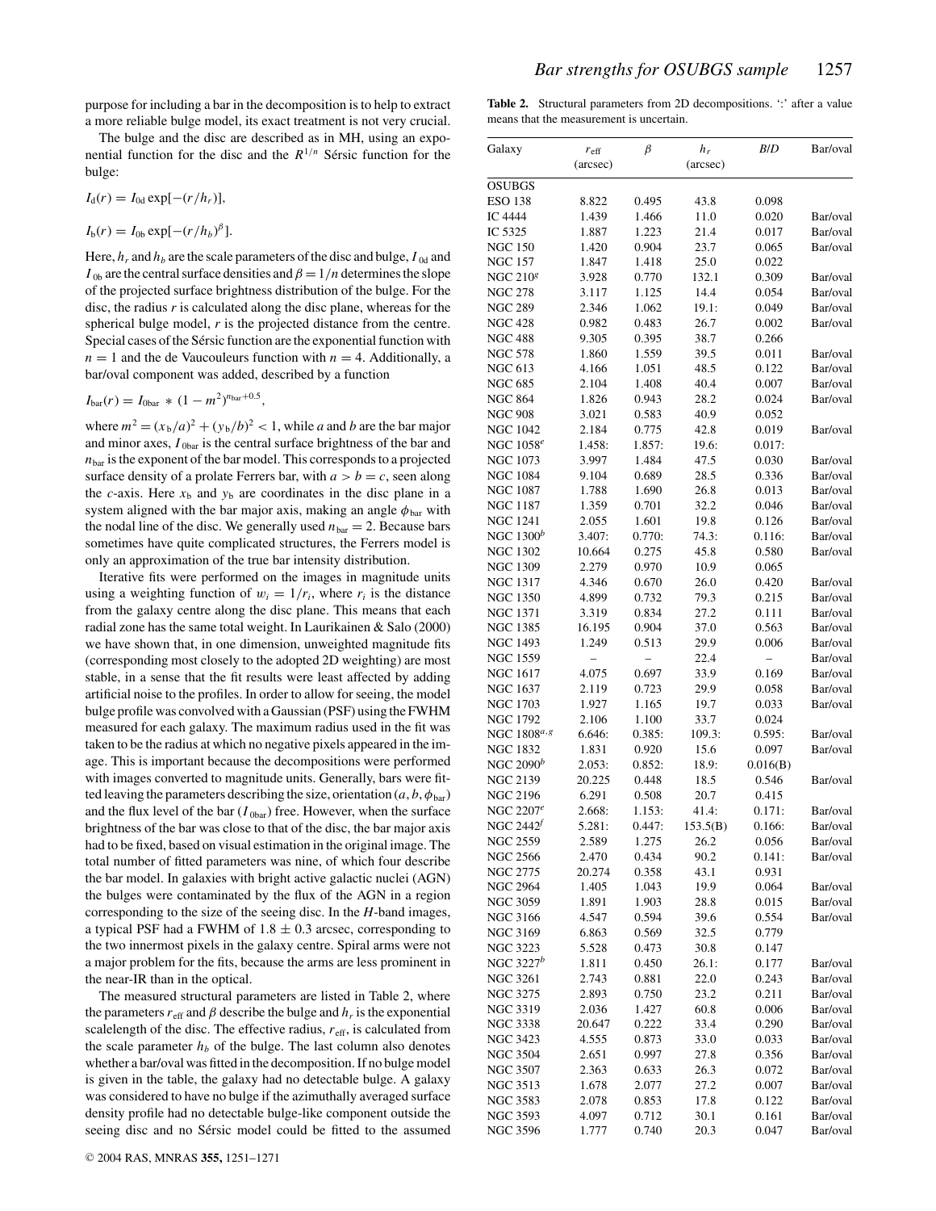purpose for including a bar in the decomposition is to help to extract a more reliable bulge model, its exact treatment is not very crucial.

The bulge and the disc are described as in MH, using an exponential function for the disc and the $R^{1/n}$ Sérsic function for the bulge:

$$I_{\rm d}(r) = I_{0\rm d} \exp[-(r/h_r)],$$

$$I_{\rm b}(r) = I_{0\rm b} \exp[-(r/h_b)^{\beta}].$$

Here, $h_r$ and $h_b$ are the scale parameters of the disc and bulge, $I_{0\rm d}$ and $I_{0\rm b}$ are the central surface densities and $\beta = 1/n$ determines the slope of the projected surface brightness distribution of the bulge. For the disc, the radius $r$ is calculated along the disc plane, whereas for the spherical bulge model, $r$ is the projected distance from the centre. Special cases of the Sérsic function are the exponential function with $n = 1$ and the de Vaucouleurs function with $n = 4$. Additionally, a bar/oval component was added, described by a function

$$I_{\rm bar}(r) = I_{0\rm bar} * (1 - m^2)^{n_{\rm bar}+0.5},$$

where $m^2 = (x_{\rm b}/a)^2 + (y_{\rm b}/b)^2 < 1$, while $a$ and $b$ are the bar major and minor axes, $I_{0\rm bar}$ is the central surface brightness of the bar and $n_{\rm bar}$ is the exponent of the bar model. This corresponds to a projected surface density of a prolate Ferrers bar, with $a > b = c$, seen along the $c$-axis. Here $x_{\rm b}$ and $y_{\rm b}$ are coordinates in the disc plane in a system aligned with the bar major axis, making an angle $\phi_{\rm bar}$ with the nodal line of the disc. We generally used $n_{\rm bar} = 2$. Because bars sometimes have quite complicated structures, the Ferrers model is only an approximation of the true bar intensity distribution.

Iterative fits were performed on the images in magnitude units using a weighting function of $w_i = 1/r_i$, where $r_i$ is the distance from the galaxy centre along the disc plane. This means that each radial zone has the same total weight. In Laurikainen & Salo (2000) we have shown that, in one dimension, unweighted magnitude fits (corresponding most closely to the adopted 2D weighting) are most stable, in a sense that the fit results were least affected by adding artificial noise to the profiles. In order to allow for seeing, the model bulge profile was convolved with a Gaussian (PSF) using the FWHM measured for each galaxy. The maximum radius used in the fit was taken to be the radius at which no negative pixels appeared in the image. This is important because the decompositions were performed with images converted to magnitude units. Generally, bars were fitted leaving the parameters describing the size, orientation ($a, b, \phi_{\rm bar}$) and the flux level of the bar ($I_{0\rm bar}$) free. However, when the surface brightness of the bar was close to that of the disc, the bar major axis had to be fixed, based on visual estimation in the original image. The total number of fitted parameters was nine, of which four describe the bar model. In galaxies with bright active galactic nuclei (AGN) the bulges were contaminated by the flux of the AGN in a region corresponding to the size of the seeing disc. In the $H$-band images, a typical PSF had a FWHM of $1.8 \pm 0.3$ arcsec, corresponding to the two innermost pixels in the galaxy centre. Spiral arms were not a major problem for the fits, because the arms are less prominent in the near-IR than in the optical.

The measured structural parameters are listed in Table 2, where the parameters $r_{\rm eff}$ and $\beta$ describe the bulge and $h_r$ is the exponential scalelength of the disc. The effective radius, $r_{\rm eff}$, is calculated from the scale parameter $h_b$ of the bulge. The last column also denotes whether a bar/oval was fitted in the decomposition. If no bulge model is given in the table, the galaxy had no detectable bulge. A galaxy was considered to have no bulge if the azimuthally averaged surface density profile had no detectable bulge-like component outside the seeing disc and no Sérsic model could be fitted to the assumed

**Table 2.** Structural parameters from 2D decompositions. ':' after a value means that the measurement is uncertain.

| Galaxy | $r_{\rm eff}$ (arcsec) | $\beta$ | $h_r$ (arcsec) | $B/D$ | Bar/oval |
|---|---|---|---|---|---|
| OSUBGS | | | | | |
| ESO 138 | 8.822 | 0.495 | 43.8 | 0.098 | |
| IC 4444 | 1.439 | 1.466 | 11.0 | 0.020 | Bar/oval |
| IC 5325 | 1.887 | 1.223 | 21.4 | 0.017 | Bar/oval |
| NGC 150 | 1.420 | 0.904 | 23.7 | 0.065 | Bar/oval |
| NGC 157 | 1.847 | 1.418 | 25.0 | 0.022 | |
| NGC 210[g] | 3.928 | 0.770 | 132.1 | 0.309 | Bar/oval |
| NGC 278 | 3.117 | 1.125 | 14.4 | 0.054 | Bar/oval |
| NGC 289 | 2.346 | 1.062 | 19.1: | 0.049 | Bar/oval |
| NGC 428 | 0.982 | 0.483 | 26.7 | 0.002 | Bar/oval |
| NGC 488 | 9.305 | 0.395 | 38.7 | 0.266 | |
| NGC 578 | 1.860 | 1.559 | 39.5 | 0.011 | Bar/oval |
| NGC 613 | 4.166 | 1.051 | 48.5 | 0.122 | Bar/oval |
| NGC 685 | 2.104 | 1.408 | 40.4 | 0.007 | Bar/oval |
| NGC 864 | 1.826 | 0.943 | 28.2 | 0.024 | Bar/oval |
| NGC 908 | 3.021 | 0.583 | 40.9 | 0.052 | |
| NGC 1042 | 2.184 | 0.775 | 42.8 | 0.019 | Bar/oval |
| NGC 1058[e] | 1.458: | 1.857: | 19.6: | 0.017: | |
| NGC 1073 | 3.997 | 1.484 | 47.5 | 0.030 | Bar/oval |
| NGC 1084 | 9.104 | 0.689 | 28.5 | 0.336 | Bar/oval |
| NGC 1087 | 1.788 | 1.690 | 26.8 | 0.013 | Bar/oval |
| NGC 1187 | 1.359 | 0.701 | 32.2 | 0.046 | Bar/oval |
| NGC 1241 | 2.055 | 1.601 | 19.8 | 0.126 | Bar/oval |
| NGC 1300[b] | 3.407: | 0.770: | 74.3: | 0.116: | Bar/oval |
| NGC 1302 | 10.664 | 0.275 | 45.8 | 0.580 | Bar/oval |
| NGC 1309 | 2.279 | 0.970 | 10.9 | 0.065 | |
| NGC 1317 | 4.346 | 0.670 | 26.0 | 0.420 | Bar/oval |
| NGC 1350 | 4.899 | 0.732 | 79.3 | 0.215 | Bar/oval |
| NGC 1371 | 3.319 | 0.834 | 27.2 | 0.111 | Bar/oval |
| NGC 1385 | 16.195 | 0.904 | 37.0 | 0.563 | Bar/oval |
| NGC 1493 | 1.249 | 0.513 | 29.9 | 0.006 | Bar/oval |
| NGC 1559 | – | – | 22.4 | – | Bar/oval |
| NGC 1617 | 4.075 | 0.697 | 33.9 | 0.169 | Bar/oval |
| NGC 1637 | 2.119 | 0.723 | 29.9 | 0.058 | Bar/oval |
| NGC 1703 | 1.927 | 1.165 | 19.7 | 0.033 | Bar/oval |
| NGC 1792 | 2.106 | 1.100 | 33.7 | 0.024 | |
| NGC 1808[a,g] | 6.646: | 0.385: | 109.3: | 0.595: | Bar/oval |
| NGC 1832 | 1.831 | 0.920 | 15.6 | 0.097 | Bar/oval |
| NGC 2090[b] | 2.053: | 0.852: | 18.9: | 0.016(B) | |
| NGC 2139 | 20.225 | 0.448 | 18.5 | 0.546 | Bar/oval |
| NGC 2196 | 6.291 | 0.508 | 20.7 | 0.415 | |
| NGC 2207[e] | 2.668: | 1.153: | 41.4: | 0.171: | Bar/oval |
| NGC 2442[f] | 5.281: | 0.447: | 153.5(B) | 0.166: | Bar/oval |
| NGC 2559 | 2.589 | 1.275 | 26.2 | 0.056 | Bar/oval |
| NGC 2566 | 2.470 | 0.434 | 90.2 | 0.141: | Bar/oval |
| NGC 2775 | 20.274 | 0.358 | 43.1 | 0.931 | |
| NGC 2964 | 1.405 | 1.043 | 19.9 | 0.064 | Bar/oval |
| NGC 3059 | 1.891 | 1.903 | 28.8 | 0.015 | Bar/oval |
| NGC 3166 | 4.547 | 0.594 | 39.6 | 0.554 | Bar/oval |
| NGC 3169 | 6.863 | 0.569 | 32.5 | 0.779 | |
| NGC 3223 | 5.528 | 0.473 | 30.8 | 0.147 | |
| NGC 3227[b] | 1.811 | 0.450 | 26.1: | 0.177 | Bar/oval |
| NGC 3261 | 2.743 | 0.881 | 22.0 | 0.243 | Bar/oval |
| NGC 3275 | 2.893 | 0.750 | 23.2 | 0.211 | Bar/oval |
| NGC 3319 | 2.036 | 1.427 | 60.8 | 0.006 | Bar/oval |
| NGC 3338 | 20.647 | 0.222 | 33.4 | 0.290 | Bar/oval |
| NGC 3423 | 4.555 | 0.873 | 33.0 | 0.033 | Bar/oval |
| NGC 3504 | 2.651 | 0.997 | 27.8 | 0.356 | Bar/oval |
| NGC 3507 | 2.363 | 0.633 | 26.3 | 0.072 | Bar/oval |
| NGC 3513 | 1.678 | 2.077 | 27.2 | 0.007 | Bar/oval |
| NGC 3583 | 2.078 | 0.853 | 17.8 | 0.122 | Bar/oval |
| NGC 3593 | 4.097 | 0.712 | 30.1 | 0.161 | Bar/oval |
| NGC 3596 | 1.777 | 0.740 | 20.3 | 0.047 | Bar/oval |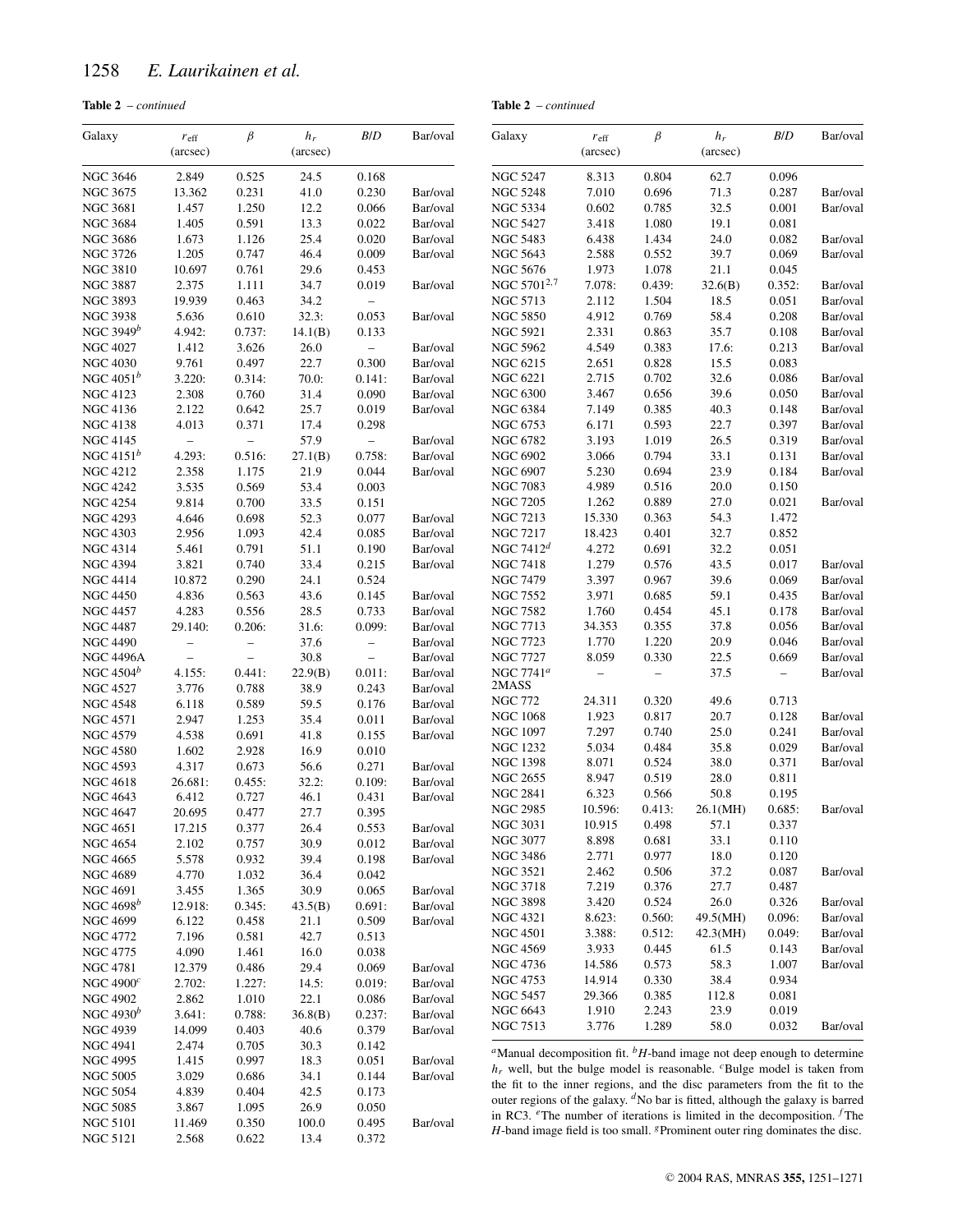**Table 2** – *continued*

| Galaxy | $r_{\rm eff}$ (arcsec) | $\beta$ | $h_r$ (arcsec) | $B/D$ | Bar/oval |
|---|---|---|---|---|---|
| NGC 3646 | 2.849 | 0.525 | 24.5 | 0.168 | |
| NGC 3675 | 13.362 | 0.231 | 41.0 | 0.230 | Bar/oval |
| NGC 3681 | 1.457 | 1.250 | 12.2 | 0.066 | Bar/oval |
| NGC 3684 | 1.405 | 0.591 | 13.3 | 0.022 | Bar/oval |
| NGC 3686 | 1.673 | 1.126 | 25.4 | 0.020 | Bar/oval |
| NGC 3726 | 1.205 | 0.747 | 46.4 | 0.009 | Bar/oval |
| NGC 3810 | 10.697 | 0.761 | 29.6 | 0.453 | |
| NGC 3887 | 2.375 | 1.111 | 34.7 | 0.019 | Bar/oval |
| NGC 3893 | 19.939 | 0.463 | 34.2 | – | |
| NGC 3938 | 5.636 | 0.610 | 32.3: | 0.053 | Bar/oval |
| NGC 3949[b] | 4.942: | 0.737: | 14.1(B) | 0.133 | |
| NGC 4027 | 1.412 | 3.626 | 26.0 | – | Bar/oval |
| NGC 4030 | 9.761 | 0.497 | 22.7 | 0.300 | Bar/oval |
| NGC 4051[b] | 3.220: | 0.314: | 70.0: | 0.141: | Bar/oval |
| NGC 4123 | 2.308 | 0.760 | 31.4 | 0.090 | Bar/oval |
| NGC 4136 | 2.122 | 0.642 | 25.7 | 0.019 | Bar/oval |
| NGC 4138 | 4.013 | 0.371 | 17.4 | 0.298 | |
| NGC 4145 | – | – | 57.9 | – | Bar/oval |
| NGC 4151[b] | 4.293: | 0.516: | 27.1(B) | 0.758: | Bar/oval |
| NGC 4212 | 2.358 | 1.175 | 21.9 | 0.044 | Bar/oval |
| NGC 4242 | 3.535 | 0.569 | 53.4 | 0.003 | |
| NGC 4254 | 9.814 | 0.700 | 33.5 | 0.151 | |
| NGC 4293 | 4.646 | 0.698 | 52.3 | 0.077 | Bar/oval |
| NGC 4303 | 2.956 | 1.093 | 42.4 | 0.085 | Bar/oval |
| NGC 4314 | 5.461 | 0.791 | 51.1 | 0.190 | Bar/oval |
| NGC 4394 | 3.821 | 0.740 | 33.4 | 0.215 | Bar/oval |
| NGC 4414 | 10.872 | 0.290 | 24.1 | 0.524 | |
| NGC 4450 | 4.836 | 0.563 | 43.6 | 0.145 | Bar/oval |
| NGC 4457 | 4.283 | 0.556 | 28.5 | 0.733 | Bar/oval |
| NGC 4487 | 29.140: | 0.206: | 31.6: | 0.099: | Bar/oval |
| NGC 4490 | – | – | 37.6 | – | Bar/oval |
| NGC 4496A | – | – | 30.8 | – | Bar/oval |
| NGC 4504[b] | 4.155: | 0.441: | 22.9(B) | 0.011: | Bar/oval |
| NGC 4527 | 3.776 | 0.788 | 38.9 | 0.243 | Bar/oval |
| NGC 4548 | 6.118 | 0.589 | 59.5 | 0.176 | Bar/oval |
| NGC 4571 | 2.947 | 1.253 | 35.4 | 0.011 | Bar/oval |
| NGC 4579 | 4.538 | 0.691 | 41.8 | 0.155 | Bar/oval |
| NGC 4580 | 1.602 | 2.928 | 16.9 | 0.010 | |
| NGC 4593 | 4.317 | 0.673 | 56.6 | 0.271 | Bar/oval |
| NGC 4618 | 26.681: | 0.455: | 32.2: | 0.109: | Bar/oval |
| NGC 4643 | 6.412 | 0.727 | 46.1 | 0.431 | Bar/oval |
| NGC 4647 | 20.695 | 0.477 | 27.7 | 0.395 | |
| NGC 4651 | 17.215 | 0.377 | 26.4 | 0.553 | Bar/oval |
| NGC 4654 | 2.102 | 0.757 | 30.9 | 0.012 | Bar/oval |
| NGC 4665 | 5.578 | 0.932 | 39.4 | 0.198 | Bar/oval |
| NGC 4689 | 4.770 | 1.032 | 36.4 | 0.042 | |
| NGC 4691 | 3.455 | 1.365 | 30.9 | 0.065 | Bar/oval |
| NGC 4698[b] | 12.918: | 0.345: | 43.5(B) | 0.691: | Bar/oval |
| NGC 4699 | 6.122 | 0.458 | 21.1 | 0.509 | Bar/oval |
| NGC 4772 | 7.196 | 0.581 | 42.7 | 0.513 | |
| NGC 4775 | 4.090 | 1.461 | 16.0 | 0.038 | |
| NGC 4781 | 12.379 | 0.486 | 29.4 | 0.069 | Bar/oval |
| NGC 4900[c] | 2.702: | 1.227: | 14.5: | 0.019: | Bar/oval |
| NGC 4902 | 2.862 | 1.010 | 22.1 | 0.086 | Bar/oval |
| NGC 4930[b] | 3.641: | 0.788: | 36.8(B) | 0.237: | Bar/oval |
| NGC 4939 | 14.099 | 0.403 | 40.6 | 0.379 | Bar/oval |
| NGC 4941 | 2.474 | 0.705 | 30.3 | 0.142 | |
| NGC 4995 | 1.415 | 0.997 | 18.3 | 0.051 | Bar/oval |
| NGC 5005 | 3.029 | 0.686 | 34.1 | 0.144 | Bar/oval |
| NGC 5054 | 4.839 | 0.404 | 42.5 | 0.173 | |
| NGC 5085 | 3.867 | 1.095 | 26.9 | 0.050 | |
| NGC 5101 | 11.469 | 0.350 | 100.0 | 0.495 | Bar/oval |
| NGC 5121 | 2.568 | 0.622 | 13.4 | 0.372 | |
| NGC 5247 | 8.313 | 0.804 | 62.7 | 0.096 | |
| NGC 5248 | 7.010 | 0.696 | 71.3 | 0.287 | Bar/oval |
| NGC 5334 | 0.602 | 0.785 | 32.5 | 0.001 | Bar/oval |
| NGC 5427 | 3.418 | 1.080 | 19.1 | 0.081 | |
| NGC 5483 | 6.438 | 1.434 | 24.0 | 0.082 | Bar/oval |
| NGC 5643 | 2.588 | 0.552 | 39.7 | 0.069 | Bar/oval |
| NGC 5676 | 1.973 | 1.078 | 21.1 | 0.045 | |
| NGC 5701[2,7] | 7.078: | 0.439: | 32.6(B) | 0.352: | Bar/oval |
| NGC 5713 | 2.112 | 1.504 | 18.5 | 0.051 | Bar/oval |
| NGC 5850 | 4.912 | 0.769 | 58.4 | 0.208 | Bar/oval |
| NGC 5921 | 2.331 | 0.863 | 35.7 | 0.108 | Bar/oval |
| NGC 5962 | 4.549 | 0.383 | 17.6: | 0.213 | Bar/oval |
| NGC 6215 | 2.651 | 0.828 | 15.5 | 0.083 | |
| NGC 6221 | 2.715 | 0.702 | 32.6 | 0.086 | Bar/oval |
| NGC 6300 | 3.467 | 0.656 | 39.6 | 0.050 | Bar/oval |
| NGC 6384 | 7.149 | 0.385 | 40.3 | 0.148 | Bar/oval |
| NGC 6753 | 6.171 | 0.593 | 22.7 | 0.397 | Bar/oval |
| NGC 6782 | 3.193 | 1.019 | 26.5 | 0.319 | Bar/oval |
| NGC 6902 | 3.066 | 0.794 | 33.1 | 0.131 | Bar/oval |
| NGC 6907 | 5.230 | 0.694 | 23.9 | 0.184 | Bar/oval |
| NGC 7083 | 4.989 | 0.516 | 20.0 | 0.150 | |
| NGC 7205 | 1.262 | 0.889 | 27.0 | 0.021 | Bar/oval |
| NGC 7213 | 15.330 | 0.363 | 54.3 | 1.472 | |
| NGC 7217 | 18.423 | 0.401 | 32.7 | 0.852 | |
| NGC 7412[d] | 4.272 | 0.691 | 32.2 | 0.051 | |
| NGC 7418 | 1.279 | 0.576 | 43.5 | 0.017 | Bar/oval |
| NGC 7479 | 3.397 | 0.967 | 39.6 | 0.069 | Bar/oval |
| NGC 7552 | 3.971 | 0.685 | 59.1 | 0.435 | Bar/oval |
| NGC 7582 | 1.760 | 0.454 | 45.1 | 0.178 | Bar/oval |
| NGC 7713 | 34.353 | 0.355 | 37.8 | 0.056 | Bar/oval |
| NGC 7723 | 1.770 | 1.220 | 20.9 | 0.046 | Bar/oval |
| NGC 7727 | 8.059 | 0.330 | 22.5 | 0.669 | Bar/oval |
| NGC 7741[a] | – | – | 37.5 | – | Bar/oval |
| 2MASS | | | | | |
| NGC 772 | 24.311 | 0.320 | 49.6 | 0.713 | |
| NGC 1068 | 1.923 | 0.817 | 20.7 | 0.128 | Bar/oval |
| NGC 1097 | 7.297 | 0.740 | 25.0 | 0.241 | Bar/oval |
| NGC 1232 | 5.034 | 0.484 | 35.8 | 0.029 | Bar/oval |
| NGC 1398 | 8.071 | 0.524 | 38.0 | 0.371 | Bar/oval |
| NGC 2655 | 8.947 | 0.519 | 28.0 | 0.811 | |
| NGC 2841 | 6.323 | 0.566 | 50.8 | 0.195 | |
| NGC 2985 | 10.596: | 0.413: | 26.1(MH) | 0.685: | Bar/oval |
| NGC 3031 | 10.915 | 0.498 | 57.1 | 0.337 | |
| NGC 3077 | 8.898 | 0.681 | 33.1 | 0.110 | |
| NGC 3486 | 2.771 | 0.977 | 18.0 | 0.120 | |
| NGC 3521 | 2.462 | 0.506 | 37.2 | 0.087 | Bar/oval |
| NGC 3718 | 7.219 | 0.376 | 27.7 | 0.487 | |
| NGC 3898 | 3.420 | 0.524 | 26.0 | 0.326 | Bar/oval |
| NGC 4321 | 8.623: | 0.560: | 49.5(MH) | 0.096: | Bar/oval |
| NGC 4501 | 3.388: | 0.512: | 42.3(MH) | 0.049: | Bar/oval |
| NGC 4569 | 3.933 | 0.445 | 61.5 | 0.143 | Bar/oval |
| NGC 4736 | 14.586 | 0.573 | 58.3 | 1.007 | Bar/oval |
| NGC 4753 | 14.914 | 0.330 | 38.4 | 0.934 | |
| NGC 5457 | 29.366 | 0.385 | 112.8 | 0.081 | |
| NGC 6643 | 1.910 | 2.243 | 23.9 | 0.019 | |
| NGC 7513 | 3.776 | 1.289 | 58.0 | 0.032 | Bar/oval |

[a]Manual decomposition fit. [b]$H$-band image not deep enough to determine $h_r$ well, but the bulge model is reasonable. [c]Bulge model is taken from the fit to the inner regions, and the disc parameters from the fit to the outer regions of the galaxy. [d]No bar is fitted, although the galaxy is barred in RC3. [e]The number of iterations is limited in the decomposition. [f]The $H$-band image field is too small. [g]Prominent outer ring dominates the disc.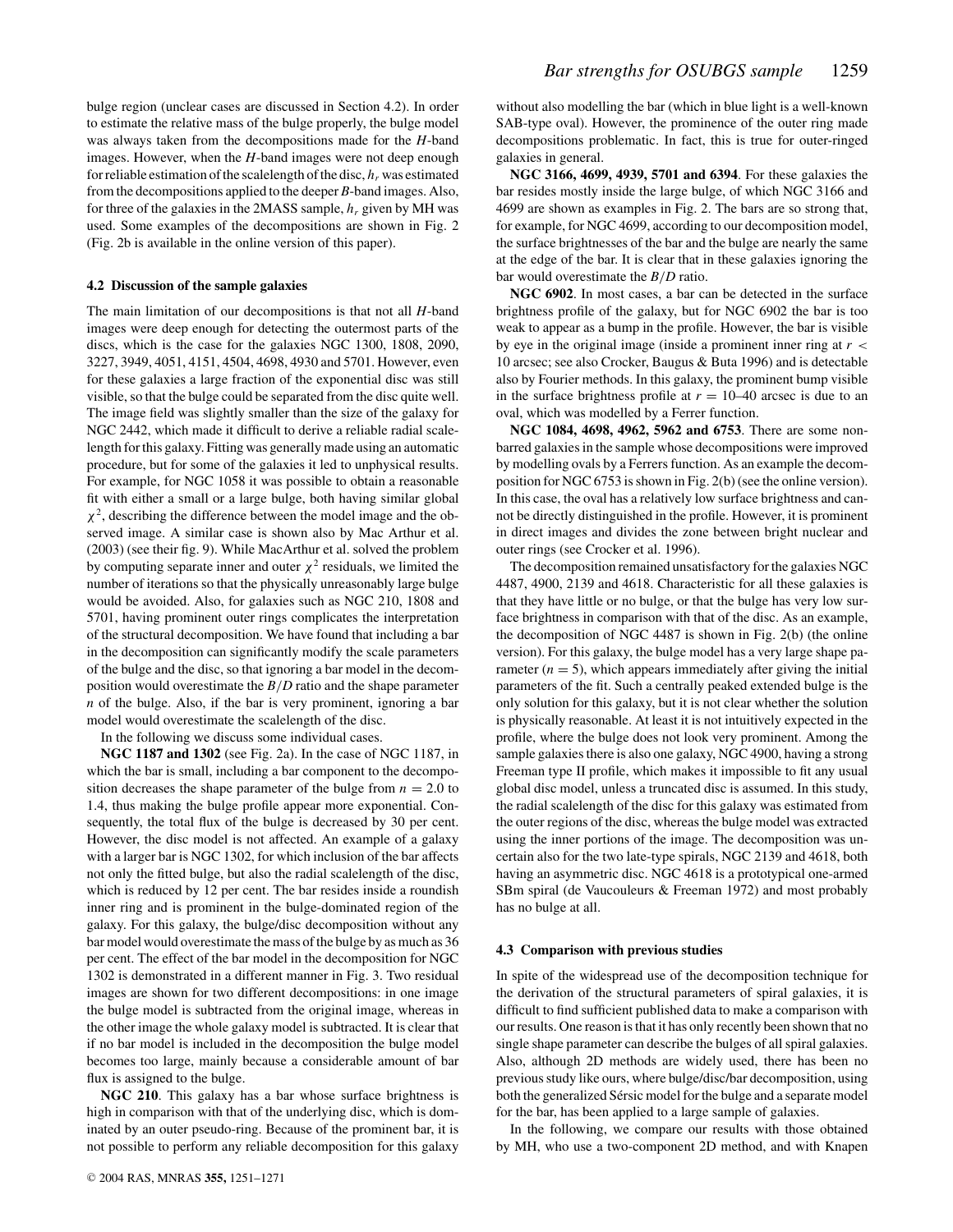bulge region (unclear cases are discussed in Section 4.2). In order to estimate the relative mass of the bulge properly, the bulge model was always taken from the decompositions made for the $H$-band images. However, when the $H$-band images were not deep enough for reliable estimation of the scalelength of the disc, $h_r$ was estimated from the decompositions applied to the deeper $B$-band images. Also, for three of the galaxies in the 2MASS sample, $h_r$ given by MH was used. Some examples of the decompositions are shown in Fig. 2 (Fig. 2b is available in the online version of this paper).

### 4.2 Discussion of the sample galaxies

The main limitation of our decompositions is that not all $H$-band images were deep enough for detecting the outermost parts of the discs, which is the case for the galaxies NGC 1300, 1808, 2090, 3227, 3949, 4051, 4151, 4504, 4698, 4930 and 5701. However, even for these galaxies a large fraction of the exponential disc was still visible, so that the bulge could be separated from the disc quite well. The image field was slightly smaller than the size of the galaxy for NGC 2442, which made it difficult to derive a reliable radial scalelength for this galaxy. Fitting was generally made using an automatic procedure, but for some of the galaxies it led to unphysical results. For example, for NGC 1058 it was possible to obtain a reasonable fit with either a small or a large bulge, both having similar global $\chi^2$, describing the difference between the model image and the observed image. A similar case is shown also by Mac Arthur et al. (2003) (see their fig. 9). While MacArthur et al. solved the problem by computing separate inner and outer $\chi^2$ residuals, we limited the number of iterations so that the physically unreasonably large bulge would be avoided. Also, for galaxies such as NGC 210, 1808 and 5701, having prominent outer rings complicates the interpretation of the structural decomposition. We have found that including a bar in the decomposition can significantly modify the scale parameters of the bulge and the disc, so that ignoring a bar model in the decomposition would overestimate the $B/D$ ratio and the shape parameter $n$ of the bulge. Also, if the bar is very prominent, ignoring a bar model would overestimate the scalelength of the disc.

In the following we discuss some individual cases.

**NGC 1187 and 1302** (see Fig. 2a). In the case of NGC 1187, in which the bar is small, including a bar component to the decomposition decreases the shape parameter of the bulge from $n = 2.0$ to 1.4, thus making the bulge profile appear more exponential. Consequently, the total flux of the bulge is decreased by 30 per cent. However, the disc model is not affected. An example of a galaxy with a larger bar is NGC 1302, for which inclusion of the bar affects not only the fitted bulge, but also the radial scalelength of the disc, which is reduced by 12 per cent. The bar resides inside a roundish inner ring and is prominent in the bulge-dominated region of the galaxy. For this galaxy, the bulge/disc decomposition without any bar model would overestimate the mass of the bulge by as much as 36 per cent. The effect of the bar model in the decomposition for NGC 1302 is demonstrated in a different manner in Fig. 3. Two residual images are shown for two different decompositions: in one image the bulge model is subtracted from the original image, whereas in the other image the whole galaxy model is subtracted. It is clear that if no bar model is included in the decomposition the bulge model becomes too large, mainly because a considerable amount of bar flux is assigned to the bulge.

**NGC 210**. This galaxy has a bar whose surface brightness is high in comparison with that of the underlying disc, which is dominated by an outer pseudo-ring. Because of the prominent bar, it is not possible to perform any reliable decomposition for this galaxy without also modelling the bar (which in blue light is a well-known SAB-type oval). However, the prominence of the outer ring made decompositions problematic. In fact, this is true for outer-ringed galaxies in general.

**NGC 3166, 4699, 4939, 5701 and 6394**. For these galaxies the bar resides mostly inside the large bulge, of which NGC 3166 and 4699 are shown as examples in Fig. 2. The bars are so strong that, for example, for NGC 4699, according to our decomposition model, the surface brightnesses of the bar and the bulge are nearly the same at the edge of the bar. It is clear that in these galaxies ignoring the bar would overestimate the $B/D$ ratio.

**NGC 6902**. In most cases, a bar can be detected in the surface brightness profile of the galaxy, but for NGC 6902 the bar is too weak to appear as a bump in the profile. However, the bar is visible by eye in the original image (inside a prominent inner ring at $r <$ 10 arcsec; see also Crocker, Baugus & Buta 1996) and is detectable also by Fourier methods. In this galaxy, the prominent bump visible in the surface brightness profile at $r = 10$–40 arcsec is due to an oval, which was modelled by a Ferrer function.

**NGC 1084, 4698, 4962, 5962 and 6753**. There are some non-barred galaxies in the sample whose decompositions were improved by modelling ovals by a Ferrers function. As an example the decomposition for NGC 6753 is shown in Fig. 2(b) (see the online version). In this case, the oval has a relatively low surface brightness and cannot be directly distinguished in the profile. However, it is prominent in direct images and divides the zone between bright nuclear and outer rings (see Crocker et al. 1996).

The decomposition remained unsatisfactory for the galaxies NGC 4487, 4900, 2139 and 4618. Characteristic for all these galaxies is that they have little or no bulge, or that the bulge has very low surface brightness in comparison with that of the disc. As an example, the decomposition of NGC 4487 is shown in Fig. 2(b) (the online version). For this galaxy, the bulge model has a very large shape parameter ($n = 5$), which appears immediately after giving the initial parameters of the fit. Such a centrally peaked extended bulge is the only solution for this galaxy, but it is not clear whether the solution is physically reasonable. At least it is not intuitively expected in the profile, where the bulge does not look very prominent. Among the sample galaxies there is also one galaxy, NGC 4900, having a strong Freeman type II profile, which makes it impossible to fit any usual global disc model, unless a truncated disc is assumed. In this study, the radial scalelength of the disc for this galaxy was estimated from the outer regions of the disc, whereas the bulge model was extracted using the inner portions of the image. The decomposition was uncertain also for the two late-type spirals, NGC 2139 and 4618, both having an asymmetric disc. NGC 4618 is a prototypical one-armed SBm spiral (de Vaucouleurs & Freeman 1972) and most probably has no bulge at all.

### 4.3 Comparison with previous studies

In spite of the widespread use of the decomposition technique for the derivation of the structural parameters of spiral galaxies, it is difficult to find sufficient published data to make a comparison with our results. One reason is that it has only recently been shown that no single shape parameter can describe the bulges of all spiral galaxies. Also, although 2D methods are widely used, there has been no previous study like ours, where bulge/disc/bar decomposition, using both the generalized Sérsic model for the bulge and a separate model for the bar, has been applied to a large sample of galaxies.

In the following, we compare our results with those obtained by MH, who use a two-component 2D method, and with Knapen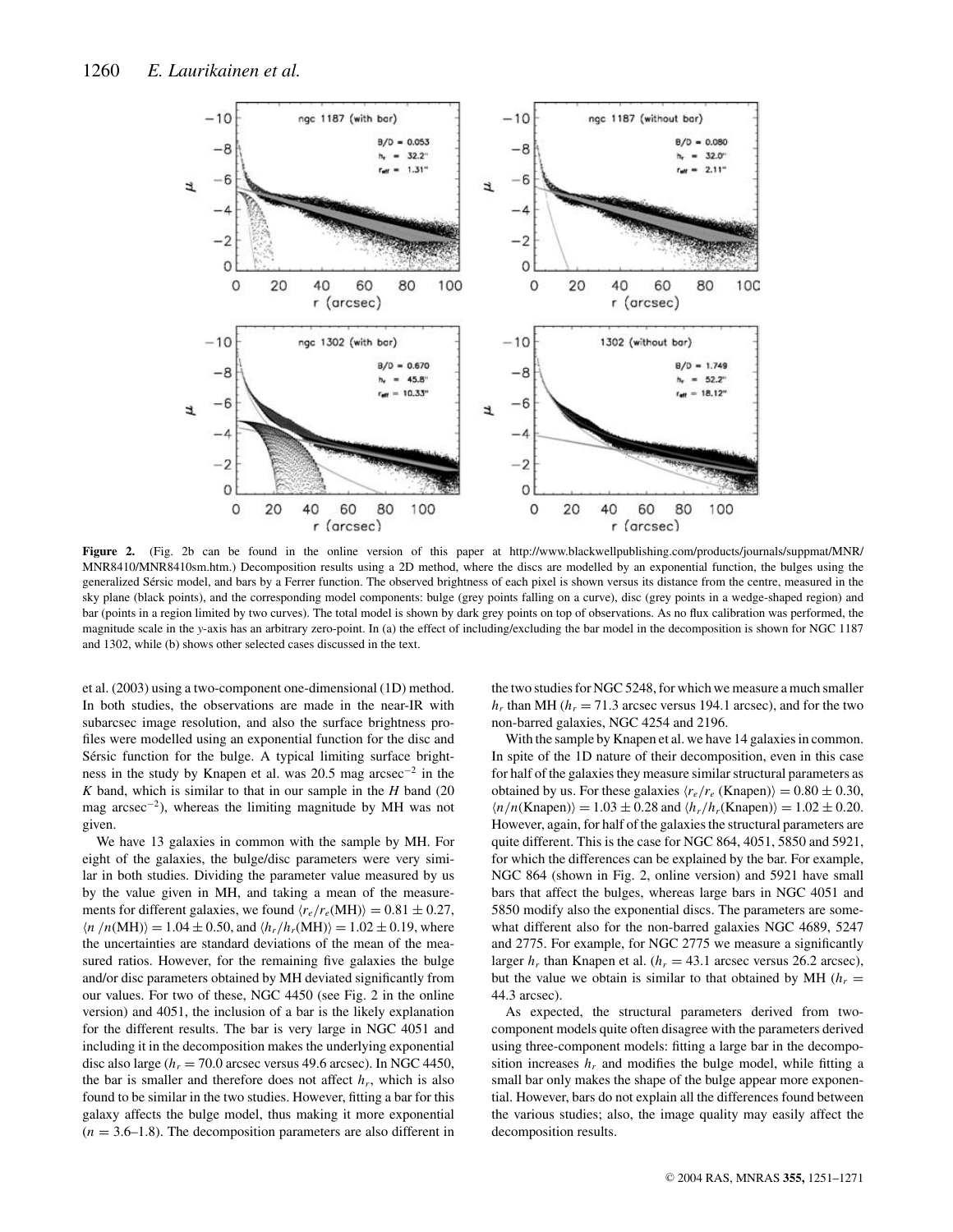**Figure 2.** (Fig. 2b can be found in the online version of this paper at http://www.blackwellpublishing.com/products/journals/suppmat/MNR/MNR8410/MNR8410sm.htm.) Decomposition results using a 2D method, where the discs are modelled by an exponential function, the bulges using the generalized Sérsic model, and bars by a Ferrer function. The observed brightness of each pixel is shown versus its distance from the centre, measured in the sky plane (black points), and the corresponding model components: bulge (grey points falling on a curve), disc (grey points in a wedge-shaped region) and bar (points in a region limited by two curves). The total model is shown by dark grey points on top of observations. As no flux calibration was performed, the magnitude scale in the $y$-axis has an arbitrary zero-point. In (a) the effect of including/excluding the bar model in the decomposition is shown for NGC 1187 and 1302, while (b) shows other selected cases discussed in the text.

et al. (2003) using a two-component one-dimensional (1D) method. In both studies, the observations are made in the near-IR with subarcsec image resolution, and also the surface brightness profiles were modelled using an exponential function for the disc and Sérsic function for the bulge. A typical limiting surface brightness in the study by Knapen et al. was 20.5 mag arcsec$^{-2}$ in the $K$ band, which is similar to that in our sample in the $H$ band (20 mag arcsec$^{-2}$), whereas the limiting magnitude by MH was not given.

We have 13 galaxies in common with the sample by MH. For eight of the galaxies, the bulge/disc parameters were very similar in both studies. Dividing the parameter value measured by us by the value given in MH, and taking a mean of the measurements for different galaxies, we found $\langle r_e/r_e(\mathrm{MH})\rangle = 0.81 \pm 0.27$, $\langle n/n(\mathrm{MH})\rangle = 1.04 \pm 0.50$, and $\langle h_r/h_r(\mathrm{MH})\rangle = 1.02 \pm 0.19$, where the uncertainties are standard deviations of the mean of the measured ratios. However, for the remaining five galaxies the bulge and/or disc parameters obtained by MH deviated significantly from our values. For two of these, NGC 4450 (see Fig. 2 in the online version) and 4051, the inclusion of a bar is the likely explanation for the different results. The bar is very large in NGC 4051 and including it in the decomposition makes the underlying exponential disc also large ($h_r = 70.0$ arcsec versus 49.6 arcsec). In NGC 4450, the bar is smaller and therefore does not affect $h_r$, which is also found to be similar in the two studies. However, fitting a bar for this galaxy affects the bulge model, thus making it more exponential ($n = 3.6$–1.8). The decomposition parameters are also different in the two studies for NGC 5248, for which we measure a much smaller $h_r$ than MH ($h_r = 71.3$ arcsec versus 194.1 arcsec), and for the two non-barred galaxies, NGC 4254 and 2196.

With the sample by Knapen et al. we have 14 galaxies in common. In spite of the 1D nature of their decomposition, even in this case for half of the galaxies they measure similar structural parameters as obtained by us. For these galaxies $\langle r_e/r_e\,(\mathrm{Knapen})\rangle = 0.80 \pm 0.30$, $\langle n/n(\mathrm{Knapen})\rangle = 1.03 \pm 0.28$ and $\langle h_r/h_r(\mathrm{Knapen})\rangle = 1.02 \pm 0.20$. However, again, for half of the galaxies the structural parameters are quite different. This is the case for NGC 864, 4051, 5850 and 5921, for which the differences can be explained by the bar. For example, NGC 864 (shown in Fig. 2, online version) and 5921 have small bars that affect the bulges, whereas large bars in NGC 4051 and 5850 modify also the exponential discs. The parameters are somewhat different also for the non-barred galaxies NGC 4689, 5247 and 2775. For example, for NGC 2775 we measure a significantly larger $h_r$ than Knapen et al. ($h_r = 43.1$ arcsec versus 26.2 arcsec), but the value we obtain is similar to that obtained by MH ($h_r = 44.3$ arcsec).

As expected, the structural parameters derived from two-component models quite often disagree with the parameters derived using three-component models: fitting a large bar in the decomposition increases $h_r$ and modifies the bulge model, while fitting a small bar only makes the shape of the bulge appear more exponential. However, bars do not explain all the differences found between the various studies; also, the image quality may easily affect the decomposition results.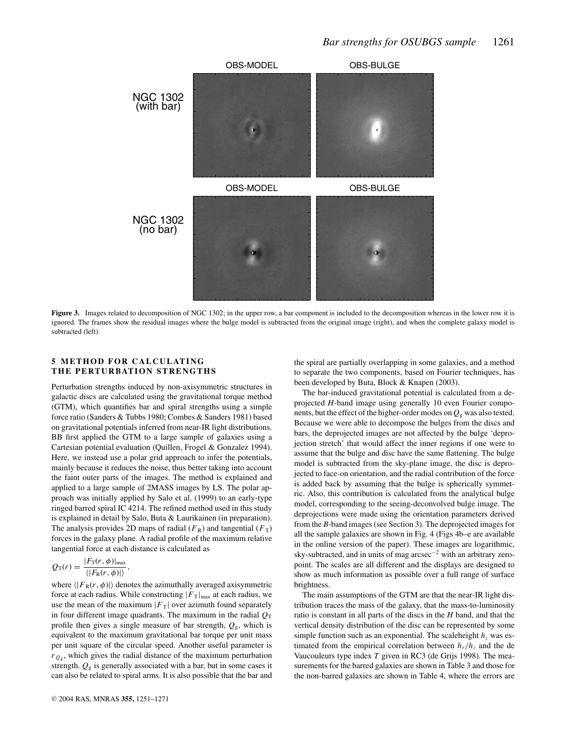**Figure 3.** Images related to decomposition of NGC 1302; in the upper row, a bar component is included to the decomposition whereas in the lower row it is ignored. The frames show the residual images where the bulge model is subtracted from the original image (right), and when the complete galaxy model is subtracted (left).

## 5 METHOD FOR CALCULATING THE PERTURBATION STRENGTHS

Perturbation strengths induced by non-axisymmetric structures in galactic discs are calculated using the gravitational torque method (GTM), which quantifies bar and spiral strengths using a simple force ratio (Sanders & Tubbs 1980; Combes & Sanders 1981) based on gravitational potentials inferred from near-IR light distributions. BB first applied the GTM to a large sample of galaxies using a Cartesian potential evaluation (Quillen, Frogel & Gonzalez 1994). Here, we instead use a polar grid approach to infer the potentials, mainly because it reduces the noise, thus better taking into account the faint outer parts of the images. The method is explained and applied to a large sample of 2MASS images by LS. The polar approach was initially applied by Salo et al. (1999) to an early-type ringed barred spiral IC 4214. The refined method used in this study is explained in detail by Salo, Buta & Laurikainen (in preparation). The analysis provides 2D maps of radial ($F_R$) and tangential ($F_T$) forces in the galaxy plane. A radial profile of the maximum relative tangential force at each distance is calculated as

$$Q_T(r) = \frac{|F_T(r, \phi)|_{max}}{\langle |F_R(r, \phi)| \rangle},$$

where $\langle |F_R(r, \phi)| \rangle$ denotes the azimuthally averaged axisymmetric force at each radius. While constructing $|F_T|_{max}$ at each radius, we use the mean of the maximum $|F_T|$ over azimuth found separately in four different image quadrants. The maximum in the radial $Q_T$ profile then gives a single measure of bar strength, $Q_g$, which is equivalent to the maximum gravitational bar torque per unit mass per unit square of the circular speed. Another useful parameter is $r_{Q_g}$, which gives the radial distance of the maximum perturbation strength. $Q_g$ is generally associated with a bar, but in some cases it can also be related to spiral arms. It is also possible that the bar and the spiral are partially overlapping in some galaxies, and a method to separate the two components, based on Fourier techniques, has been developed by Buta, Block & Knapen (2003).

The bar-induced gravitational potential is calculated from a deprojected $H$-band image using generally 10 even Fourier components, but the effect of the higher-order modes on $Q_g$ was also tested. Because we were able to decompose the bulges from the discs and bars, the deprojected images are not affected by the bulge 'deprojection stretch' that would affect the inner regions if one were to assume that the bulge and disc have the same flattening. The bulge model is subtracted from the sky-plane image, the disc is deprojected to face-on orientation, and the radial contribution of the force is added back by assuming that the bulge is spherically symmetric. Also, this contribution is calculated from the analytical bulge model, corresponding to the seeing-deconvolved bulge image. The deprojections were made using the orientation parameters derived from the $B$-band images (see Section 3). The deprojected images for all the sample galaxies are shown in Fig. 4 (Figs 4b–e are available in the online version of the paper). These images are logarithmic, sky-subtracted, and in units of mag arcsec$^{-2}$ with an arbitrary zero-point. The scales are all different and the displays are designed to show as much information as possible over a full range of surface brightness.

The main assumptions of the GTM are that the near-IR light distribution traces the mass of the galaxy, that the mass-to-luminosity ratio is constant in all parts of the discs in the $H$ band, and that the vertical density distribution of the disc can be represented by some simple function such as an exponential. The scaleheight $h_z$ was estimated from the empirical correlation between $h_r/h_z$ and the de Vaucouleurs type index $T$ given in RC3 (de Grijs 1998). The measurements for the barred galaxies are shown in Table 3 and those for the non-barred galaxies are shown in Table 4, where the errors are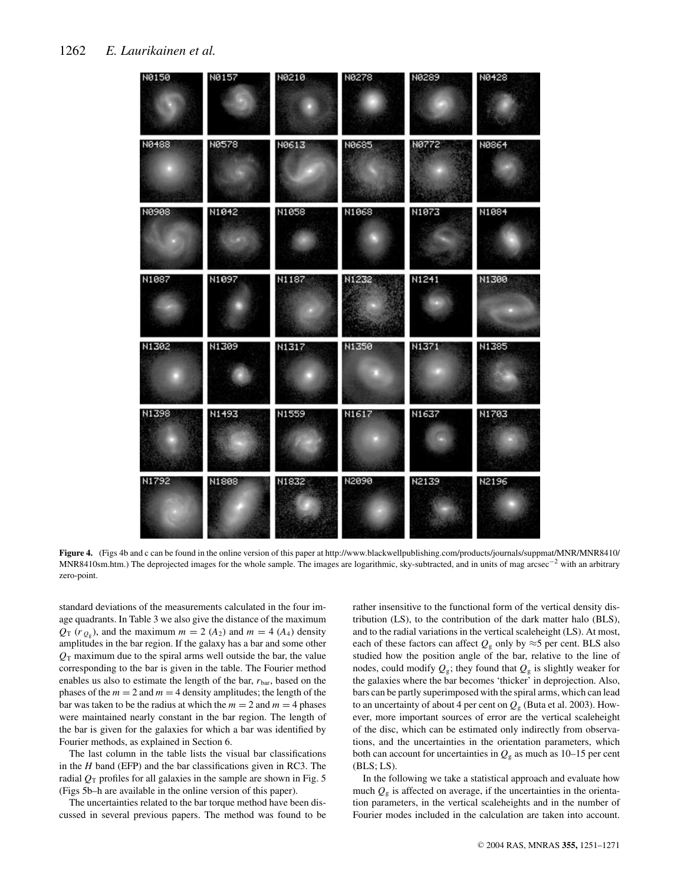**Figure 4.** (Figs 4b and c can be found in the online version of this paper at http://www.blackwellpublishing.com/products/journals/suppmat/MNR/MNR8410/MNR8410sm.htm.) The deprojected images for the whole sample. The images are logarithmic, sky-subtracted, and in units of mag arcsec$^{-2}$ with an arbitrary zero-point.

standard deviations of the measurements calculated in the four image quadrants. In Table 3 we also give the distance of the maximum $Q_\mathrm{T}$ ($r_{Q_\mathrm{g}}$), and the maximum $m = 2$ ($A_2$) and $m = 4$ ($A_4$) density amplitudes in the bar region. If the galaxy has a bar and some other $Q_\mathrm{T}$ maximum due to the spiral arms well outside the bar, the value corresponding to the bar is given in the table. The Fourier method enables us also to estimate the length of the bar, $r_\mathrm{bar}$, based on the phases of the $m = 2$ and $m = 4$ density amplitudes; the length of the bar was taken to be the radius at which the $m = 2$ and $m = 4$ phases were maintained nearly constant in the bar region. The length of the bar is given for the galaxies for which a bar was identified by Fourier methods, as explained in Section 6.

The last column in the table lists the visual bar classifications in the *H* band (EFP) and the bar classifications given in RC3. The radial $Q_\mathrm{T}$ profiles for all galaxies in the sample are shown in Fig. 5 (Figs 5b–h are available in the online version of this paper).

The uncertainties related to the bar torque method have been discussed in several previous papers. The method was found to be rather insensitive to the functional form of the vertical density distribution (LS), to the contribution of the dark matter halo (BLS), and to the radial variations in the vertical scaleheight (LS). At most, each of these factors can affect $Q_\mathrm{g}$ only by ≈5 per cent. BLS also studied how the position angle of the bar, relative to the line of nodes, could modify $Q_\mathrm{g}$; they found that $Q_\mathrm{g}$ is slightly weaker for the galaxies where the bar becomes 'thicker' in deprojection. Also, bars can be partly superimposed with the spiral arms, which can lead to an uncertainty of about 4 per cent on $Q_\mathrm{g}$ (Buta et al. 2003). However, more important sources of error are the vertical scaleheight of the disc, which can be estimated only indirectly from observations, and the uncertainties in the orientation parameters, which both can account for uncertainties in $Q_\mathrm{g}$ as much as 10–15 per cent (BLS; LS).

In the following we take a statistical approach and evaluate how much $Q_\mathrm{g}$ is affected on average, if the uncertainties in the orientation parameters, in the vertical scaleheights and in the number of Fourier modes included in the calculation are taken into account.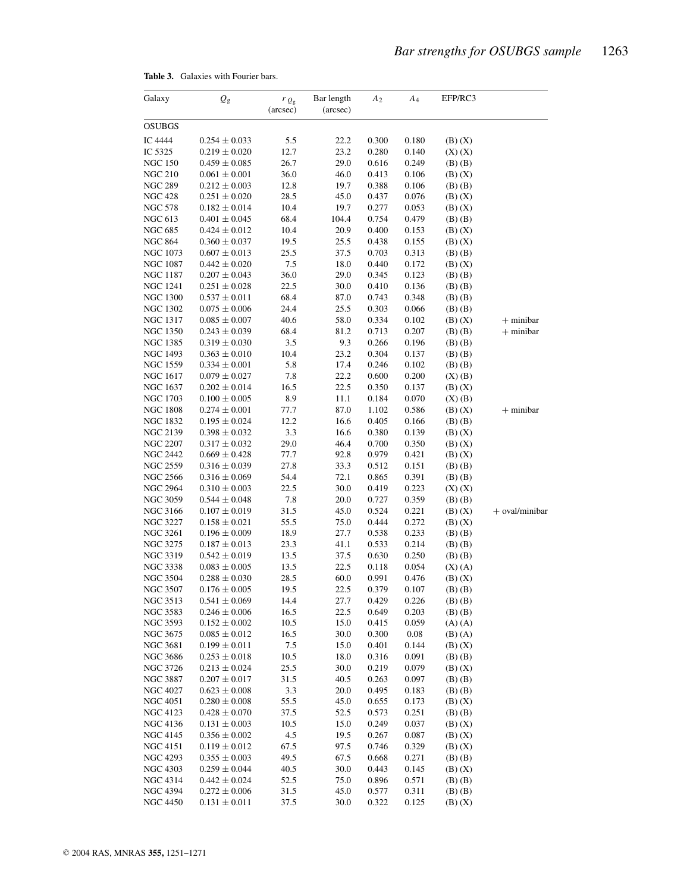**Table 3.** Galaxies with Fourier bars.

| Galaxy | $Q_g$ | $r_{Q_g}$ (arcsec) | Bar length (arcsec) | $A_2$ | $A_4$ | EFP/RC3 | |
|---|---|---|---|---|---|---|---|
| OSUBGS | | | | | | | |
| IC 4444 | $0.254 \pm 0.033$ | 5.5 | 22.2 | 0.300 | 0.180 | (B) (X) | |
| IC 5325 | $0.219 \pm 0.020$ | 12.7 | 23.2 | 0.280 | 0.140 | (X) (X) | |
| NGC 150 | $0.459 \pm 0.085$ | 26.7 | 29.0 | 0.616 | 0.249 | (B) (B) | |
| NGC 210 | $0.061 \pm 0.001$ | 36.0 | 46.0 | 0.413 | 0.106 | (B) (X) | |
| NGC 289 | $0.212 \pm 0.003$ | 12.8 | 19.7 | 0.388 | 0.106 | (B) (B) | |
| NGC 428 | $0.251 \pm 0.020$ | 28.5 | 45.0 | 0.437 | 0.076 | (B) (X) | |
| NGC 578 | $0.182 \pm 0.014$ | 10.4 | 19.7 | 0.277 | 0.053 | (B) (X) | |
| NGC 613 | $0.401 \pm 0.045$ | 68.4 | 104.4 | 0.754 | 0.479 | (B) (B) | |
| NGC 685 | $0.424 \pm 0.012$ | 10.4 | 20.9 | 0.400 | 0.153 | (B) (X) | |
| NGC 864 | $0.360 \pm 0.037$ | 19.5 | 25.5 | 0.438 | 0.155 | (B) (X) | |
| NGC 1073 | $0.607 \pm 0.013$ | 25.5 | 37.5 | 0.703 | 0.313 | (B) (B) | |
| NGC 1087 | $0.442 \pm 0.020$ | 7.5 | 18.0 | 0.440 | 0.172 | (B) (X) | |
| NGC 1187 | $0.207 \pm 0.043$ | 36.0 | 29.0 | 0.345 | 0.123 | (B) (B) | |
| NGC 1241 | $0.251 \pm 0.028$ | 22.5 | 30.0 | 0.410 | 0.136 | (B) (B) | |
| NGC 1300 | $0.537 \pm 0.011$ | 68.4 | 87.0 | 0.743 | 0.348 | (B) (B) | |
| NGC 1302 | $0.075 \pm 0.006$ | 24.4 | 25.5 | 0.303 | 0.066 | (B) (B) | |
| NGC 1317 | $0.085 \pm 0.007$ | 40.6 | 58.0 | 0.334 | 0.102 | (B) (X) | + minibar |
| NGC 1350 | $0.243 \pm 0.039$ | 68.4 | 81.2 | 0.713 | 0.207 | (B) (B) | + minibar |
| NGC 1385 | $0.319 \pm 0.030$ | 3.5 | 9.3 | 0.266 | 0.196 | (B) (B) | |
| NGC 1493 | $0.363 \pm 0.010$ | 10.4 | 23.2 | 0.304 | 0.137 | (B) (B) | |
| NGC 1559 | $0.334 \pm 0.001$ | 5.8 | 17.4 | 0.246 | 0.102 | (B) (B) | |
| NGC 1617 | $0.079 \pm 0.027$ | 7.8 | 22.2 | 0.600 | 0.200 | (X) (B) | |
| NGC 1637 | $0.202 \pm 0.014$ | 16.5 | 22.5 | 0.350 | 0.137 | (B) (X) | |
| NGC 1703 | $0.100 \pm 0.005$ | 8.9 | 11.1 | 0.184 | 0.070 | (X) (B) | |
| NGC 1808 | $0.274 \pm 0.001$ | 77.7 | 87.0 | 1.102 | 0.586 | (B) (X) | + minibar |
| NGC 1832 | $0.195 \pm 0.024$ | 12.2 | 16.6 | 0.405 | 0.166 | (B) (B) | |
| NGC 2139 | $0.398 \pm 0.032$ | 3.3 | 16.6 | 0.380 | 0.139 | (B) (X) | |
| NGC 2207 | $0.317 \pm 0.032$ | 29.0 | 46.4 | 0.700 | 0.350 | (B) (X) | |
| NGC 2442 | $0.669 \pm 0.428$ | 77.7 | 92.8 | 0.979 | 0.421 | (B) (X) | |
| NGC 2559 | $0.316 \pm 0.039$ | 27.8 | 33.3 | 0.512 | 0.151 | (B) (B) | |
| NGC 2566 | $0.316 \pm 0.069$ | 54.4 | 72.1 | 0.865 | 0.391 | (B) (B) | |
| NGC 2964 | $0.310 \pm 0.003$ | 22.5 | 30.0 | 0.419 | 0.223 | (X) (X) | |
| NGC 3059 | $0.544 \pm 0.048$ | 7.8 | 20.0 | 0.727 | 0.359 | (B) (B) | |
| NGC 3166 | $0.107 \pm 0.019$ | 31.5 | 45.0 | 0.524 | 0.221 | (B) (X) | + oval/minibar |
| NGC 3227 | $0.158 \pm 0.021$ | 55.5 | 75.0 | 0.444 | 0.272 | (B) (X) | |
| NGC 3261 | $0.196 \pm 0.009$ | 18.9 | 27.7 | 0.538 | 0.233 | (B) (B) | |
| NGC 3275 | $0.187 \pm 0.013$ | 23.3 | 41.1 | 0.533 | 0.214 | (B) (B) | |
| NGC 3319 | $0.542 \pm 0.019$ | 13.5 | 37.5 | 0.630 | 0.250 | (B) (B) | |
| NGC 3338 | $0.083 \pm 0.005$ | 13.5 | 22.5 | 0.118 | 0.054 | (X) (A) | |
| NGC 3504 | $0.288 \pm 0.030$ | 28.5 | 60.0 | 0.991 | 0.476 | (B) (X) | |
| NGC 3507 | $0.176 \pm 0.005$ | 19.5 | 22.5 | 0.379 | 0.107 | (B) (B) | |
| NGC 3513 | $0.541 \pm 0.069$ | 14.4 | 27.7 | 0.429 | 0.226 | (B) (B) | |
| NGC 3583 | $0.246 \pm 0.006$ | 16.5 | 22.5 | 0.649 | 0.203 | (B) (B) | |
| NGC 3593 | $0.152 \pm 0.002$ | 10.5 | 15.0 | 0.415 | 0.059 | (A) (A) | |
| NGC 3675 | $0.085 \pm 0.012$ | 16.5 | 30.0 | 0.300 | 0.08 | (B) (A) | |
| NGC 3681 | $0.199 \pm 0.011$ | 7.5 | 15.0 | 0.401 | 0.144 | (B) (X) | |
| NGC 3686 | $0.253 \pm 0.018$ | 10.5 | 18.0 | 0.316 | 0.091 | (B) (B) | |
| NGC 3726 | $0.213 \pm 0.024$ | 25.5 | 30.0 | 0.219 | 0.079 | (B) (X) | |
| NGC 3887 | $0.207 \pm 0.017$ | 31.5 | 40.5 | 0.263 | 0.097 | (B) (B) | |
| NGC 4027 | $0.623 \pm 0.008$ | 3.3 | 20.0 | 0.495 | 0.183 | (B) (B) | |
| NGC 4051 | $0.280 \pm 0.008$ | 55.5 | 45.0 | 0.655 | 0.173 | (B) (X) | |
| NGC 4123 | $0.428 \pm 0.070$ | 37.5 | 52.5 | 0.573 | 0.251 | (B) (B) | |
| NGC 4136 | $0.131 \pm 0.003$ | 10.5 | 15.0 | 0.249 | 0.037 | (B) (X) | |
| NGC 4145 | $0.356 \pm 0.002$ | 4.5 | 19.5 | 0.267 | 0.087 | (B) (X) | |
| NGC 4151 | $0.119 \pm 0.012$ | 67.5 | 97.5 | 0.746 | 0.329 | (B) (X) | |
| NGC 4293 | $0.355 \pm 0.003$ | 49.5 | 67.5 | 0.668 | 0.271 | (B) (B) | |
| NGC 4303 | $0.259 \pm 0.044$ | 40.5 | 30.0 | 0.443 | 0.145 | (B) (X) | |
| NGC 4314 | $0.442 \pm 0.024$ | 52.5 | 75.0 | 0.896 | 0.571 | (B) (B) | |
| NGC 4394 | $0.272 \pm 0.006$ | 31.5 | 45.0 | 0.577 | 0.311 | (B) (B) | |
| NGC 4450 | $0.131 \pm 0.011$ | 37.5 | 30.0 | 0.322 | 0.125 | (B) (X) | |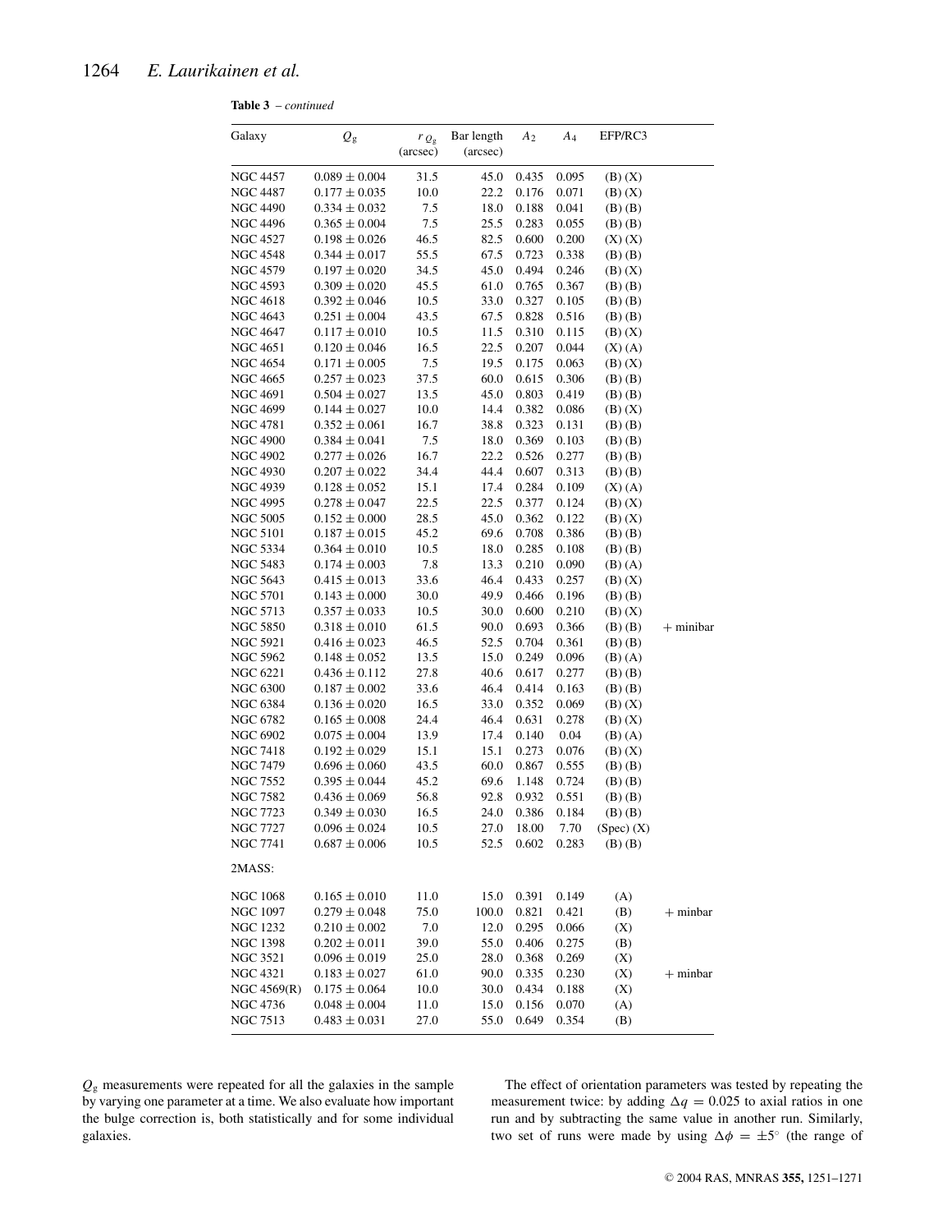**Table 3** – *continued*

| Galaxy | $Q_g$ | $r_{Q_g}$ (arcsec) | Bar length (arcsec) | $A_2$ | $A_4$ | EFP/RC3 | |
|---|---|---|---|---|---|---|---|
| NGC 4457 | $0.089 \pm 0.004$ | 31.5 | 45.0 | 0.435 | 0.095 | (B) (X) | |
| NGC 4487 | $0.177 \pm 0.035$ | 10.0 | 22.2 | 0.176 | 0.071 | (B) (X) | |
| NGC 4490 | $0.334 \pm 0.032$ | 7.5 | 18.0 | 0.188 | 0.041 | (B) (B) | |
| NGC 4496 | $0.365 \pm 0.004$ | 7.5 | 25.5 | 0.283 | 0.055 | (B) (B) | |
| NGC 4527 | $0.198 \pm 0.026$ | 46.5 | 82.5 | 0.600 | 0.200 | (X) (X) | |
| NGC 4548 | $0.344 \pm 0.017$ | 55.5 | 67.5 | 0.723 | 0.338 | (B) (B) | |
| NGC 4579 | $0.197 \pm 0.020$ | 34.5 | 45.0 | 0.494 | 0.246 | (B) (X) | |
| NGC 4593 | $0.309 \pm 0.020$ | 45.5 | 61.0 | 0.765 | 0.367 | (B) (B) | |
| NGC 4618 | $0.392 \pm 0.046$ | 10.5 | 33.0 | 0.327 | 0.105 | (B) (B) | |
| NGC 4643 | $0.251 \pm 0.004$ | 43.5 | 67.5 | 0.828 | 0.516 | (B) (B) | |
| NGC 4647 | $0.117 \pm 0.010$ | 10.5 | 11.5 | 0.310 | 0.115 | (B) (X) | |
| NGC 4651 | $0.120 \pm 0.046$ | 16.5 | 22.5 | 0.207 | 0.044 | (X) (A) | |
| NGC 4654 | $0.171 \pm 0.005$ | 7.5 | 19.5 | 0.175 | 0.063 | (B) (X) | |
| NGC 4665 | $0.257 \pm 0.023$ | 37.5 | 60.0 | 0.615 | 0.306 | (B) (B) | |
| NGC 4691 | $0.504 \pm 0.027$ | 13.5 | 45.0 | 0.803 | 0.419 | (B) (B) | |
| NGC 4699 | $0.144 \pm 0.027$ | 10.0 | 14.4 | 0.382 | 0.086 | (B) (X) | |
| NGC 4781 | $0.352 \pm 0.061$ | 16.7 | 38.8 | 0.323 | 0.131 | (B) (B) | |
| NGC 4900 | $0.384 \pm 0.041$ | 7.5 | 18.0 | 0.369 | 0.103 | (B) (B) | |
| NGC 4902 | $0.277 \pm 0.026$ | 16.7 | 22.2 | 0.526 | 0.277 | (B) (B) | |
| NGC 4930 | $0.207 \pm 0.022$ | 34.4 | 44.4 | 0.607 | 0.313 | (B) (B) | |
| NGC 4939 | $0.128 \pm 0.052$ | 15.1 | 17.4 | 0.284 | 0.109 | (X) (A) | |
| NGC 4995 | $0.278 \pm 0.047$ | 22.5 | 22.5 | 0.377 | 0.124 | (B) (X) | |
| NGC 5005 | $0.152 \pm 0.000$ | 28.5 | 45.0 | 0.362 | 0.122 | (B) (X) | |
| NGC 5101 | $0.187 \pm 0.015$ | 45.2 | 69.6 | 0.708 | 0.386 | (B) (B) | |
| NGC 5334 | $0.364 \pm 0.010$ | 10.5 | 18.0 | 0.285 | 0.108 | (B) (B) | |
| NGC 5483 | $0.174 \pm 0.003$ | 7.8 | 13.3 | 0.210 | 0.090 | (B) (A) | |
| NGC 5643 | $0.415 \pm 0.013$ | 33.6 | 46.4 | 0.433 | 0.257 | (B) (X) | |
| NGC 5701 | $0.143 \pm 0.000$ | 30.0 | 49.9 | 0.466 | 0.196 | (B) (B) | |
| NGC 5713 | $0.357 \pm 0.033$ | 10.5 | 30.0 | 0.600 | 0.210 | (B) (X) | |
| NGC 5850 | $0.318 \pm 0.010$ | 61.5 | 90.0 | 0.693 | 0.366 | (B) (B) | + minibar |
| NGC 5921 | $0.416 \pm 0.023$ | 46.5 | 52.5 | 0.704 | 0.361 | (B) (B) | |
| NGC 5962 | $0.148 \pm 0.052$ | 13.5 | 15.0 | 0.249 | 0.096 | (B) (A) | |
| NGC 6221 | $0.436 \pm 0.112$ | 27.8 | 40.6 | 0.617 | 0.277 | (B) (B) | |
| NGC 6300 | $0.187 \pm 0.002$ | 33.6 | 46.4 | 0.414 | 0.163 | (B) (B) | |
| NGC 6384 | $0.136 \pm 0.020$ | 16.5 | 33.0 | 0.352 | 0.069 | (B) (X) | |
| NGC 6782 | $0.165 \pm 0.008$ | 24.4 | 46.4 | 0.631 | 0.278 | (B) (X) | |
| NGC 6902 | $0.075 \pm 0.004$ | 13.9 | 17.4 | 0.140 | 0.04 | (B) (A) | |
| NGC 7418 | $0.192 \pm 0.029$ | 15.1 | 15.1 | 0.273 | 0.076 | (B) (X) | |
| NGC 7479 | $0.696 \pm 0.060$ | 43.5 | 60.0 | 0.867 | 0.555 | (B) (B) | |
| NGC 7552 | $0.395 \pm 0.044$ | 45.2 | 69.6 | 1.148 | 0.724 | (B) (B) | |
| NGC 7582 | $0.436 \pm 0.069$ | 56.8 | 92.8 | 0.932 | 0.551 | (B) (B) | |
| NGC 7723 | $0.349 \pm 0.030$ | 16.5 | 24.0 | 0.386 | 0.184 | (B) (B) | |
| NGC 7727 | $0.096 \pm 0.024$ | 10.5 | 27.0 | 18.00 | 7.70 | (Spec) (X) | |
| NGC 7741 | $0.687 \pm 0.006$ | 10.5 | 52.5 | 0.602 | 0.283 | (B) (B) | |
| 2MASS: | | | | | | | |
| NGC 1068 | $0.165 \pm 0.010$ | 11.0 | 15.0 | 0.391 | 0.149 | (A) | |
| NGC 1097 | $0.279 \pm 0.048$ | 75.0 | 100.0 | 0.821 | 0.421 | (B) | + minbar |
| NGC 1232 | $0.210 \pm 0.002$ | 7.0 | 12.0 | 0.295 | 0.066 | (X) | |
| NGC 1398 | $0.202 \pm 0.011$ | 39.0 | 55.0 | 0.406 | 0.275 | (B) | |
| NGC 3521 | $0.096 \pm 0.019$ | 25.0 | 28.0 | 0.368 | 0.269 | (X) | |
| NGC 4321 | $0.183 \pm 0.027$ | 61.0 | 90.0 | 0.335 | 0.230 | (X) | + minbar |
| NGC 4569(R) | $0.175 \pm 0.064$ | 10.0 | 30.0 | 0.434 | 0.188 | (X) | |
| NGC 4736 | $0.048 \pm 0.004$ | 11.0 | 15.0 | 0.156 | 0.070 | (A) | |
| NGC 7513 | $0.483 \pm 0.031$ | 27.0 | 55.0 | 0.649 | 0.354 | (B) | |

$Q_g$ measurements were repeated for all the galaxies in the sample by varying one parameter at a time. We also evaluate how important the bulge correction is, both statistically and for some individual galaxies.

The effect of orientation parameters was tested by repeating the measurement twice: by adding $\Delta q = 0.025$ to axial ratios in one run and by subtracting the same value in another run. Similarly, two set of runs were made by using $\Delta\phi = \pm 5^{\circ}$ (the range of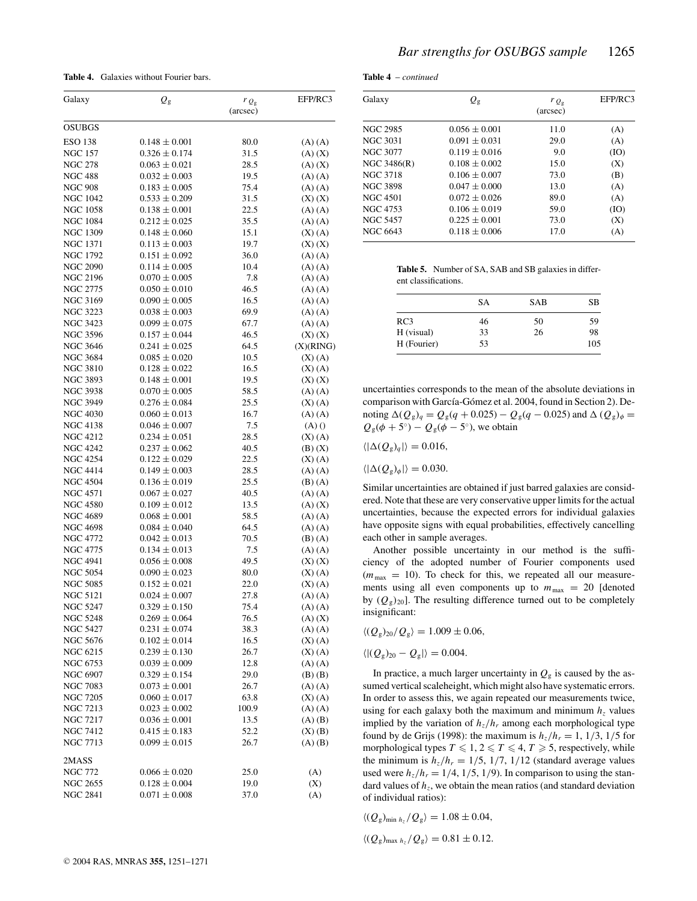**Table 4.** Galaxies without Fourier bars.

| Galaxy | $Q_g$ | $r_{Q_g}$ (arcsec) | EFP/RC3 |
|---|---|---|---|
| OSUBGS | | | |
| ESO 138 | $0.148 \pm 0.001$ | 80.0 | (A) (A) |
| NGC 157 | $0.326 \pm 0.174$ | 31.5 | (A) (X) |
| NGC 278 | $0.063 \pm 0.021$ | 28.5 | (A) (X) |
| NGC 488 | $0.032 \pm 0.003$ | 19.5 | (A) (A) |
| NGC 908 | $0.183 \pm 0.005$ | 75.4 | (A) (A) |
| NGC 1042 | $0.533 \pm 0.209$ | 31.5 | (X) (X) |
| NGC 1058 | $0.138 \pm 0.001$ | 22.5 | (A) (A) |
| NGC 1084 | $0.212 \pm 0.025$ | 35.5 | (A) (A) |
| NGC 1309 | $0.148 \pm 0.060$ | 15.1 | (X) (A) |
| NGC 1371 | $0.113 \pm 0.003$ | 19.7 | (X) (X) |
| NGC 1792 | $0.151 \pm 0.092$ | 36.0 | (A) (A) |
| NGC 2090 | $0.114 \pm 0.005$ | 10.4 | (A) (A) |
| NGC 2196 | $0.070 \pm 0.005$ | 7.8 | (A) (A) |
| NGC 2775 | $0.050 \pm 0.010$ | 46.5 | (A) (A) |
| NGC 3169 | $0.090 \pm 0.005$ | 16.5 | (A) (A) |
| NGC 3223 | $0.038 \pm 0.003$ | 69.9 | (A) (A) |
| NGC 3423 | $0.099 \pm 0.075$ | 67.7 | (A) (A) |
| NGC 3596 | $0.157 \pm 0.044$ | 46.5 | (X) (X) |
| NGC 3646 | $0.241 \pm 0.025$ | 64.5 | (X)(RING) |
| NGC 3684 | $0.085 \pm 0.020$ | 10.5 | (X) (A) |
| NGC 3810 | $0.128 \pm 0.022$ | 16.5 | (X) (A) |
| NGC 3893 | $0.148 \pm 0.001$ | 19.5 | (X) (X) |
| NGC 3938 | $0.070 \pm 0.005$ | 58.5 | (A) (A) |
| NGC 3949 | $0.276 \pm 0.084$ | 25.5 | (X) (A) |
| NGC 4030 | $0.060 \pm 0.013$ | 16.7 | (A) (A) |
| NGC 4138 | $0.046 \pm 0.007$ | 7.5 | (A) () |
| NGC 4212 | $0.234 \pm 0.051$ | 28.5 | (X) (A) |
| NGC 4242 | $0.237 \pm 0.062$ | 40.5 | (B) (X) |
| NGC 4254 | $0.122 \pm 0.029$ | 22.5 | (X) (A) |
| NGC 4414 | $0.149 \pm 0.003$ | 28.5 | (A) (A) |
| NGC 4504 | $0.136 \pm 0.019$ | 25.5 | (B) (A) |
| NGC 4571 | $0.067 \pm 0.027$ | 40.5 | (A) (A) |
| NGC 4580 | $0.109 \pm 0.012$ | 13.5 | (A) (X) |
| NGC 4689 | $0.068 \pm 0.001$ | 58.5 | (A) (A) |
| NGC 4698 | $0.084 \pm 0.040$ | 64.5 | (A) (A) |
| NGC 4772 | $0.042 \pm 0.013$ | 70.5 | (B) (A) |
| NGC 4775 | $0.134 \pm 0.013$ | 7.5 | (A) (A) |
| NGC 4941 | $0.056 \pm 0.008$ | 49.5 | (X) (X) |
| NGC 5054 | $0.090 \pm 0.023$ | 80.0 | (X) (A) |
| NGC 5085 | $0.152 \pm 0.021$ | 22.0 | (X) (A) |
| NGC 5121 | $0.024 \pm 0.007$ | 27.8 | (A) (A) |
| NGC 5247 | $0.329 \pm 0.150$ | 75.4 | (A) (A) |
| NGC 5248 | $0.269 \pm 0.064$ | 76.5 | (A) (X) |
| NGC 5427 | $0.231 \pm 0.074$ | 38.3 | (A) (A) |
| NGC 5676 | $0.102 \pm 0.014$ | 16.5 | (X) (A) |
| NGC 6215 | $0.239 \pm 0.130$ | 26.7 | (X) (A) |
| NGC 6753 | $0.039 \pm 0.009$ | 12.8 | (A) (A) |
| NGC 6907 | $0.329 \pm 0.154$ | 29.0 | (B) (B) |
| NGC 7083 | $0.073 \pm 0.001$ | 26.7 | (A) (A) |
| NGC 7205 | $0.060 \pm 0.017$ | 63.8 | (X) (A) |
| NGC 7213 | $0.023 \pm 0.002$ | 100.9 | (A) (A) |
| NGC 7217 | $0.036 \pm 0.001$ | 13.5 | (A) (B) |
| NGC 7412 | $0.415 \pm 0.183$ | 52.2 | (X) (B) |
| NGC 7713 | $0.099 \pm 0.015$ | 26.7 | (A) (B) |
| 2MASS | | | |
| NGC 772 | $0.066 \pm 0.020$ | 25.0 | (A) |
| NGC 2655 | $0.128 \pm 0.004$ | 19.0 | (X) |
| NGC 2841 | $0.071 \pm 0.008$ | 37.0 | (A) |
| NGC 2985 | $0.056 \pm 0.001$ | 11.0 | (A) |
| NGC 3031 | $0.091 \pm 0.031$ | 29.0 | (A) |
| NGC 3077 | $0.119 \pm 0.016$ | 9.0 | (IO) |
| NGC 3486(R) | $0.108 \pm 0.002$ | 15.0 | (X) |
| NGC 3718 | $0.106 \pm 0.007$ | 73.0 | (B) |
| NGC 3898 | $0.047 \pm 0.000$ | 13.0 | (A) |
| NGC 4501 | $0.072 \pm 0.026$ | 89.0 | (A) |
| NGC 4753 | $0.106 \pm 0.019$ | 59.0 | (IO) |
| NGC 5457 | $0.225 \pm 0.001$ | 73.0 | (X) |
| NGC 6643 | $0.118 \pm 0.006$ | 17.0 | (A) |

**Table 5.** Number of SA, SAB and SB galaxies in different classifications.

| | SA | SAB | SB |
|---|---|---|---|
| RC3 | 46 | 50 | 59 |
| H (visual) | 33 | 26 | 98 |
| H (Fourier) | 53 | | 105 |

uncertainties corresponds to the mean of the absolute deviations in comparison with García-Gómez et al. 2004, found in Section 2). Denoting $\Delta(Q_g)_q = Q_g(q + 0.025) - Q_g(q - 0.025)$ and $\Delta(Q_g)_\phi = Q_g(\phi + 5^\circ) - Q_g(\phi - 5^\circ)$, we obtain

$$\langle|\Delta(Q_g)_q|\rangle = 0.016,$$

$$\langle|\Delta(Q_g)_\phi|\rangle = 0.030.$$

Similar uncertainties are obtained if just barred galaxies are considered. Note that these are very conservative upper limits for the actual uncertainties, because the expected errors for individual galaxies have opposite signs with equal probabilities, effectively cancelling each other in sample averages.

Another possible uncertainty in our method is the sufficiency of the adopted number of Fourier components used ($m_{\max} = 10$). To check for this, we repeated all our measurements using all even components up to $m_{\max} = 20$ [denoted by $(Q_g)_{20}$]. The resulting difference turned out to be completely insignificant:

$$\langle(Q_g)_{20}/Q_g\rangle = 1.009 \pm 0.06,$$

$$\langle|(Q_g)_{20} - Q_g|\rangle = 0.004.$$

In practice, a much larger uncertainty in $Q_g$ is caused by the assumed vertical scaleheight, which might also have systematic errors. In order to assess this, we again repeated our measurements twice, using for each galaxy both the maximum and minimum $h_z$ values implied by the variation of $h_z/h_r$ among each morphological type found by de Grijs (1998): the maximum is $h_z/h_r = 1, 1/3, 1/5$ for morphological types $T \leqslant 1, 2 \leqslant T \leqslant 4, T \geqslant 5$, respectively, while the minimum is $h_z/h_r = 1/5, 1/7, 1/12$ (standard average values used were $h_z/h_r = 1/4, 1/5, 1/9$). In comparison to using the standard values of $h_z$, we obtain the mean ratios (and standard deviation of individual ratios):

$$\langle(Q_g)_{\min\, h_z}/Q_g\rangle = 1.08 \pm 0.04,$$

$$\langle(Q_g)_{\max\, h_z}/Q_g\rangle = 0.81 \pm 0.12.$$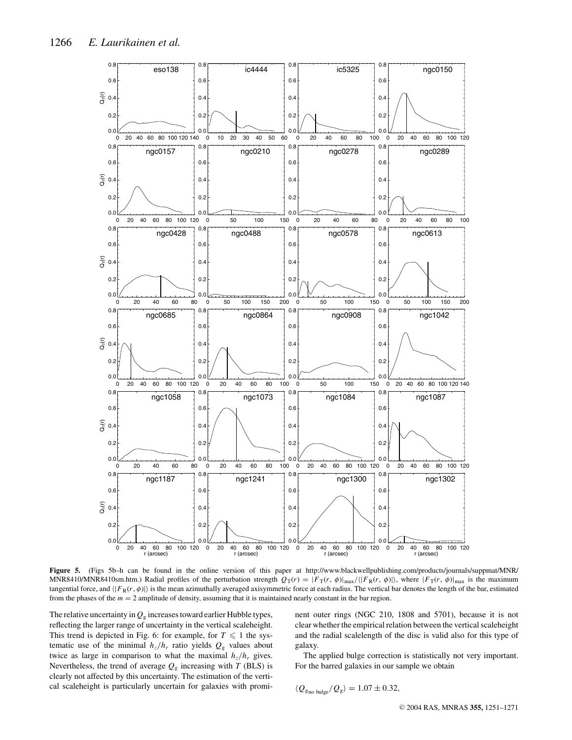**Figure 5.** (Figs 5b–h can be found in the online version of this paper at http://www.blackwellpublishing.com/products/journals/suppmat/MNR/MNR8410/MNR8410sm.htm.) Radial profiles of the perturbation strength $Q_T(r) = |F_T(r, \phi)|_{max}/\langle|F_R(r, \phi)|\rangle$, where $|F_T(r, \phi)|_{max}$ is the maximum tangential force, and $\langle|F_R(r, \phi)|\rangle$ is the mean azimuthally averaged axisymmetric force at each radius. The vertical bar denotes the length of the bar, estimated from the phases of the $m = 2$ amplitude of density, assuming that it is maintained nearly constant in the bar region.

The relative uncertainty in $Q_g$ increases toward earlier Hubble types, reflecting the larger range of uncertainty in the vertical scaleheight. This trend is depicted in Fig. 6: for example, for $T \leqslant 1$ the systematic use of the minimal $h_z/h_r$ ratio yields $Q_g$ values about twice as large in comparison to what the maximal $h_z/h_r$ gives. Nevertheless, the trend of average $Q_g$ increasing with $T$ (BLS) is clearly not affected by this uncertainty. The estimation of the vertical scaleheight is particularly uncertain for galaxies with prominent outer rings (NGC 210, 1808 and 5701), because it is not clear whether the empirical relation between the vertical scaleheight and the radial scalelength of the disc is valid also for this type of galaxy.

The applied bulge correction is statistically not very important. For the barred galaxies in our sample we obtain

$$\langle Q_{g_{\text{no bulge}}}/Q_g\rangle = 1.07 \pm 0.32,$$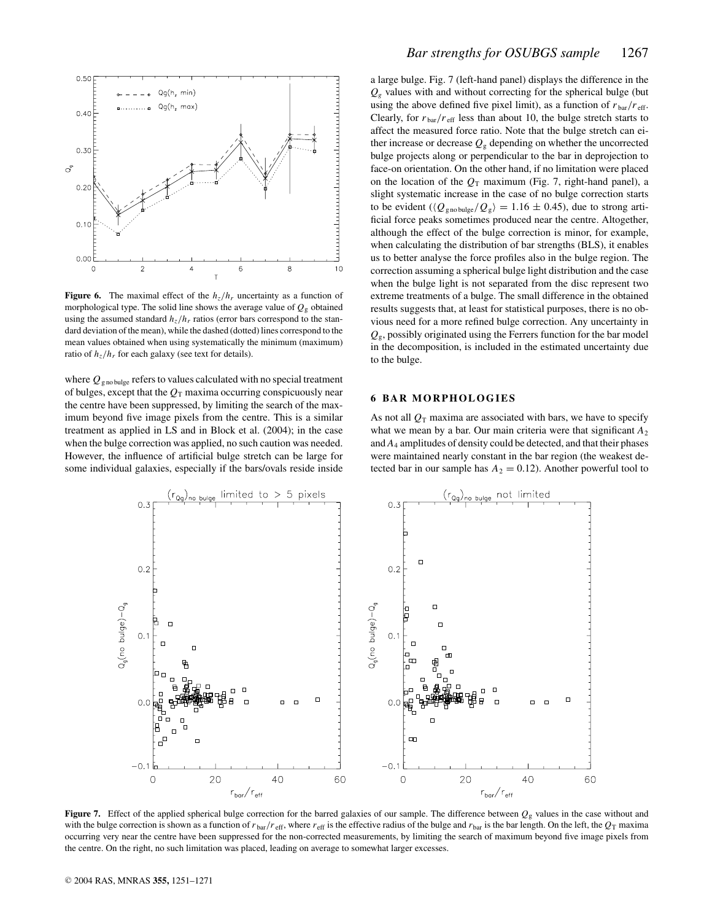**Figure 6.** The maximal effect of the $h_z/h_r$ uncertainty as a function of morphological type. The solid line shows the average value of $Q_g$ obtained using the assumed standard $h_z/h_r$ ratios (error bars correspond to the standard deviation of the mean), while the dashed (dotted) lines correspond to the mean values obtained when using systematically the minimum (maximum) ratio of $h_z/h_r$ for each galaxy (see text for details).

where $Q_{\rm g\,no\,bulge}$ refers to values calculated with no special treatment of bulges, except that the $Q_T$ maxima occurring conspicuously near the centre have been suppressed, by limiting the search of the maximum beyond five image pixels from the centre. This is a similar treatment as applied in LS and in Block et al. (2004); in the case when the bulge correction was applied, no such caution was needed. However, the influence of artificial bulge stretch can be large for some individual galaxies, especially if the bars/ovals reside inside a large bulge. Fig. 7 (left-hand panel) displays the difference in the $Q_g$ values with and without correcting for the spherical bulge (but using the above defined five pixel limit), as a function of $r_{\rm bar}/r_{\rm eff}$. Clearly, for $r_{\rm bar}/r_{\rm eff}$ less than about 10, the bulge stretch starts to affect the measured force ratio. Note that the bulge stretch can either increase or decrease $Q_g$ depending on whether the uncorrected bulge projects along or perpendicular to the bar in deprojection to face-on orientation. On the other hand, if no limitation were placed on the location of the $Q_T$ maximum (Fig. 7, right-hand panel), a slight systematic increase in the case of no bulge correction starts to be evident ($\langle Q_{\rm g\,no\,bulge}/Q_g\rangle = 1.16 \pm 0.45$), due to strong artificial force peaks sometimes produced near the centre. Altogether, although the effect of the bulge correction is minor, for example, when calculating the distribution of bar strengths (BLS), it enables us to better analyse the force profiles also in the bulge region. The correction assuming a spherical bulge light distribution and the case when the bulge light is not separated from the disc represent two extreme treatments of a bulge. The small difference in the obtained results suggests that, at least for statistical purposes, there is no obvious need for a more refined bulge correction. Any uncertainty in $Q_g$, possibly originated using the Ferrers function for the bar model in the decomposition, is included in the estimated uncertainty due to the bulge.

## 6 BAR MORPHOLOGIES

As not all $Q_T$ maxima are associated with bars, we have to specify what we mean by a bar. Our main criteria were that significant $A_2$ and $A_4$ amplitudes of density could be detected, and that their phases were maintained nearly constant in the bar region (the weakest detected bar in our sample has $A_2 = 0.12$). Another powerful tool to

**Figure 7.** Effect of the applied spherical bulge correction for the barred galaxies of our sample. The difference between $Q_g$ values in the case without and with the bulge correction is shown as a function of $r_{\rm bar}/r_{\rm eff}$, where $r_{\rm eff}$ is the effective radius of the bulge and $r_{\rm bar}$ is the bar length. On the left, the $Q_T$ maxima occurring very near the centre have been suppressed for the non-corrected measurements, by limiting the search of maximum beyond five image pixels from the centre. On the right, no such limitation was placed, leading on average to somewhat larger excesses.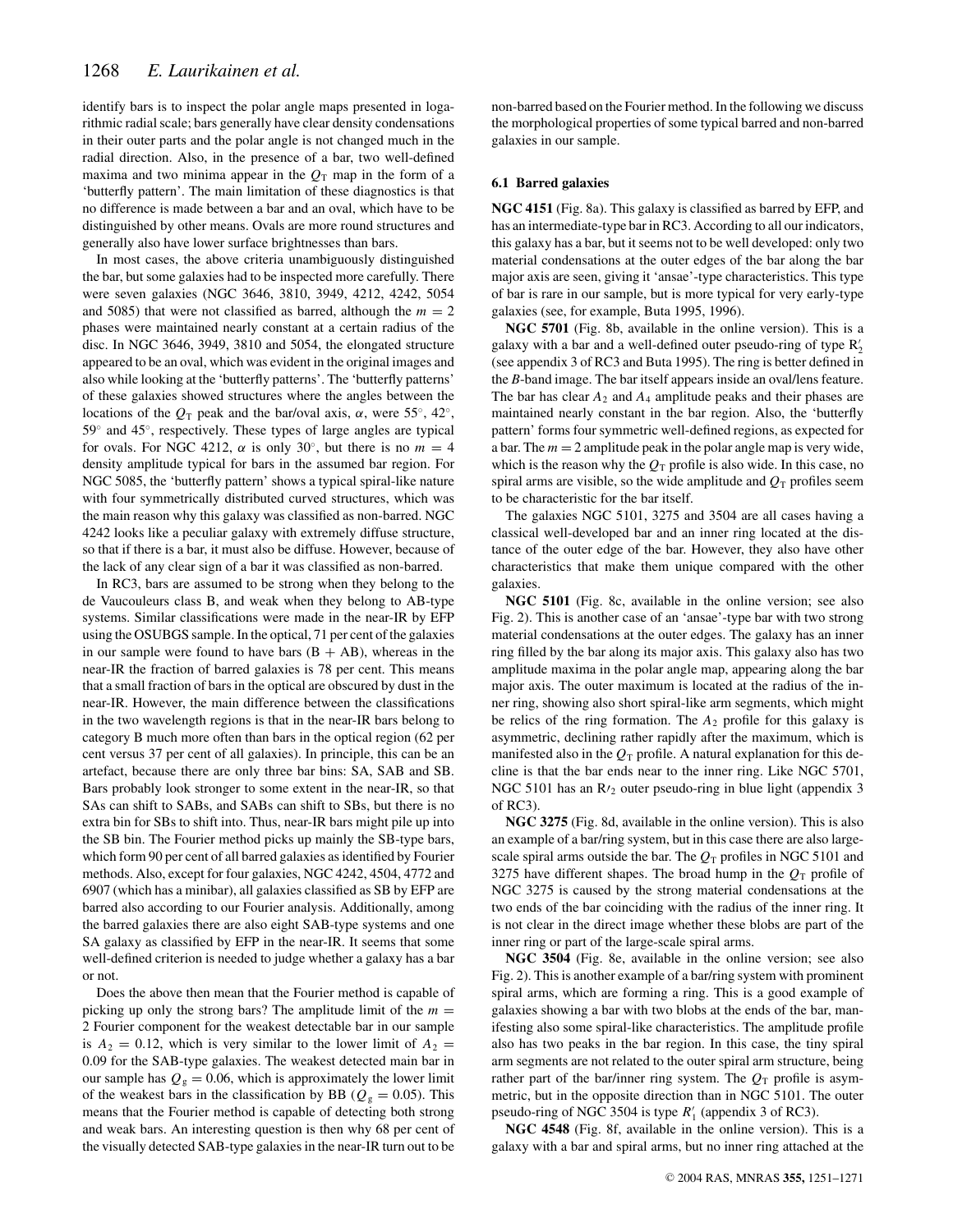identify bars is to inspect the polar angle maps presented in logarithmic radial scale; bars generally have clear density condensations in their outer parts and the polar angle is not changed much in the radial direction. Also, in the presence of a bar, two well-defined maxima and two minima appear in the $Q_T$ map in the form of a 'butterfly pattern'. The main limitation of these diagnostics is that no difference is made between a bar and an oval, which have to be distinguished by other means. Ovals are more round structures and generally also have lower surface brightnesses than bars.

In most cases, the above criteria unambiguously distinguished the bar, but some galaxies had to be inspected more carefully. There were seven galaxies (NGC 3646, 3810, 3949, 4212, 4242, 5054 and 5085) that were not classified as barred, although the $m = 2$ phases were maintained nearly constant at a certain radius of the disc. In NGC 3646, 3949, 3810 and 5054, the elongated structure appeared to be an oval, which was evident in the original images and also while looking at the 'butterfly patterns'. The 'butterfly patterns' of these galaxies showed structures where the angles between the locations of the $Q_T$ peak and the bar/oval axis, $\alpha$, were 55°, 42°, 59° and 45°, respectively. These types of large angles are typical for ovals. For NGC 4212, $\alpha$ is only 30°, but there is no $m = 4$ density amplitude typical for bars in the assumed bar region. For NGC 5085, the 'butterfly pattern' shows a typical spiral-like nature with four symmetrically distributed curved structures, which was the main reason why this galaxy was classified as non-barred. NGC 4242 looks like a peculiar galaxy with extremely diffuse structure, so that if there is a bar, it must also be diffuse. However, because of the lack of any clear sign of a bar it was classified as non-barred.

In RC3, bars are assumed to be strong when they belong to the de Vaucouleurs class B, and weak when they belong to AB-type systems. Similar classifications were made in the near-IR by EFP using the OSUBGS sample. In the optical, 71 per cent of the galaxies in our sample were found to have bars (B + AB), whereas in the near-IR the fraction of barred galaxies is 78 per cent. This means that a small fraction of bars in the optical are obscured by dust in the near-IR. However, the main difference between the classifications in the two wavelength regions is that in the near-IR bars belong to category B much more often than bars in the optical region (62 per cent versus 37 per cent of all galaxies). In principle, this can be an artefact, because there are only three bar bins: SA, SAB and SB. Bars probably look stronger to some extent in the near-IR, so that SAs can shift to SABs, and SABs can shift to SBs, but there is no extra bin for SBs to shift into. Thus, near-IR bars might pile up into the SB bin. The Fourier method picks up mainly the SB-type bars, which form 90 per cent of all barred galaxies as identified by Fourier methods. Also, except for four galaxies, NGC 4242, 4504, 4772 and 6907 (which has a minibar), all galaxies classified as SB by EFP are barred also according to our Fourier analysis. Additionally, among the barred galaxies there are also eight SAB-type systems and one SA galaxy as classified by EFP in the near-IR. It seems that some well-defined criterion is needed to judge whether a galaxy has a bar or not.

Does the above then mean that the Fourier method is capable of picking up only the strong bars? The amplitude limit of the $m = 2$ Fourier component for the weakest detectable bar in our sample is $A_2 = 0.12$, which is very similar to the lower limit of $A_2 = 0.09$ for the SAB-type galaxies. The weakest detected main bar in our sample has $Q_g = 0.06$, which is approximately the lower limit of the weakest bars in the classification by BB ($Q_g = 0.05$). This means that the Fourier method is capable of detecting both strong and weak bars. An interesting question is then why 68 per cent of the visually detected SAB-type galaxies in the near-IR turn out to be non-barred based on the Fourier method. In the following we discuss the morphological properties of some typical barred and non-barred galaxies in our sample.

### 6.1 Barred galaxies

**NGC 4151** (Fig. 8a). This galaxy is classified as barred by EFP, and has an intermediate-type bar in RC3. According to all our indicators, this galaxy has a bar, but it seems not to be well developed: only two material condensations at the outer edges of the bar along the bar major axis are seen, giving it 'ansae'-type characteristics. This type of bar is rare in our sample, but is more typical for very early-type galaxies (see, for example, Buta 1995, 1996).

**NGC 5701** (Fig. 8b, available in the online version). This is a galaxy with a bar and a well-defined outer pseudo-ring of type $R'_2$ (see appendix 3 of RC3 and Buta 1995). The ring is better defined in the *B*-band image. The bar itself appears inside an oval/lens feature. The bar has clear $A_2$ and $A_4$ amplitude peaks and their phases are maintained nearly constant in the bar region. Also, the 'butterfly pattern' forms four symmetric well-defined regions, as expected for a bar. The $m = 2$ amplitude peak in the polar angle map is very wide, which is the reason why the $Q_T$ profile is also wide. In this case, no spiral arms are visible, so the wide amplitude and $Q_T$ profiles seem to be characteristic for the bar itself.

The galaxies NGC 5101, 3275 and 3504 are all cases having a classical well-developed bar and an inner ring located at the distance of the outer edge of the bar. However, they also have other characteristics that make them unique compared with the other galaxies.

**NGC 5101** (Fig. 8c, available in the online version; see also Fig. 2). This is another case of an 'ansae'-type bar with two strong material condensations at the outer edges. The galaxy has an inner ring filled by the bar along its major axis. This galaxy also has two amplitude maxima in the polar angle map, appearing along the bar major axis. The outer maximum is located at the radius of the inner ring, showing also short spiral-like arm segments, which might be relics of the ring formation. The $A_2$ profile for this galaxy is asymmetric, declining rather rapidly after the maximum, which is manifested also in the $Q_T$ profile. A natural explanation for this decline is that the bar ends near to the inner ring. Like NGC 5701, NGC 5101 has an $R'_2$ outer pseudo-ring in blue light (appendix 3 of RC3).

**NGC 3275** (Fig. 8d, available in the online version). This is also an example of a bar/ring system, but in this case there are also large-scale spiral arms outside the bar. The $Q_T$ profiles in NGC 5101 and 3275 have different shapes. The broad hump in the $Q_T$ profile of NGC 3275 is caused by the strong material condensations at the two ends of the bar coinciding with the radius of the inner ring. It is not clear in the direct image whether these blobs are part of the inner ring or part of the large-scale spiral arms.

**NGC 3504** (Fig. 8e, available in the online version; see also Fig. 2). This is another example of a bar/ring system with prominent spiral arms, which are forming a ring. This is a good example of galaxies showing a bar with two blobs at the ends of the bar, manifesting also some spiral-like characteristics. The amplitude profile also has two peaks in the bar region. In this case, the tiny spiral arm segments are not related to the outer spiral arm structure, being rather part of the bar/inner ring system. The $Q_T$ profile is asymmetric, but in the opposite direction than in NGC 5101. The outer pseudo-ring of NGC 3504 is type $R'_1$ (appendix 3 of RC3).

**NGC 4548** (Fig. 8f, available in the online version). This is a galaxy with a bar and spiral arms, but no inner ring attached at the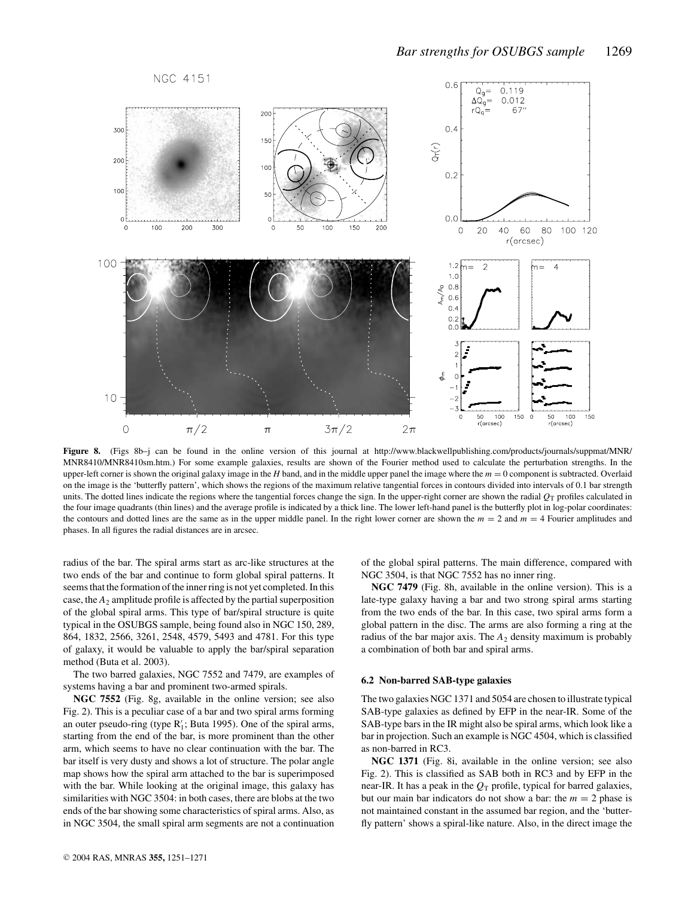**Figure 8.** (Figs 8b–j can be found in the online version of this journal at http://www.blackwellpublishing.com/products/journals/suppmat/MNR/MNR8410/MNR8410sm.htm.) For some example galaxies, results are shown of the Fourier method used to calculate the perturbation strengths. In the upper-left corner is shown the original galaxy image in the $H$ band, and in the middle upper panel the image where the $m = 0$ component is subtracted. Overlaid on the image is the 'butterfly pattern', which shows the regions of the maximum relative tangential forces in contours divided into intervals of 0.1 bar strength units. The dotted lines indicate the regions where the tangential forces change the sign. In the upper-right corner are shown the radial $Q_T$ profiles calculated in the four image quadrants (thin lines) and the average profile is indicated by a thick line. The lower left-hand panel is the butterfly plot in log-polar coordinates: the contours and dotted lines are the same as in the upper middle panel. In the right lower corner are shown the $m = 2$ and $m = 4$ Fourier amplitudes and phases. In all figures the radial distances are in arcsec.

radius of the bar. The spiral arms start as arc-like structures at the two ends of the bar and continue to form global spiral patterns. It seems that the formation of the inner ring is not yet completed. In this case, the $A_2$ amplitude profile is affected by the partial superposition of the global spiral arms. This type of bar/spiral structure is quite typical in the OSUBGS sample, being found also in NGC 150, 289, 864, 1832, 2566, 3261, 2548, 4579, 5493 and 4781. For this type of galaxy, it would be valuable to apply the bar/spiral separation method (Buta et al. 2003).

The two barred galaxies, NGC 7552 and 7479, are examples of systems having a bar and prominent two-armed spirals.

**NGC 7552** (Fig. 8g, available in the online version; see also Fig. 2). This is a peculiar case of a bar and two spiral arms forming an outer pseudo-ring (type $R_1'$; Buta 1995). One of the spiral arms, starting from the end of the bar, is more prominent than the other arm, which seems to have no clear continuation with the bar. The bar itself is very dusty and shows a lot of structure. The polar angle map shows how the spiral arm attached to the bar is superimposed with the bar. While looking at the original image, this galaxy has similarities with NGC 3504: in both cases, there are blobs at the two ends of the bar showing some characteristics of spiral arms. Also, as in NGC 3504, the small spiral arm segments are not a continuation of the global spiral patterns. The main difference, compared with NGC 3504, is that NGC 7552 has no inner ring.

**NGC 7479** (Fig. 8h, available in the online version). This is a late-type galaxy having a bar and two strong spiral arms starting from the two ends of the bar. In this case, two spiral arms form a global pattern in the disc. The arms are also forming a ring at the radius of the bar major axis. The $A_2$ density maximum is probably a combination of both bar and spiral arms.

### 6.2 Non-barred SAB-type galaxies

The two galaxies NGC 1371 and 5054 are chosen to illustrate typical SAB-type galaxies as defined by EFP in the near-IR. Some of the SAB-type bars in the IR might also be spiral arms, which look like a bar in projection. Such an example is NGC 4504, which is classified as non-barred in RC3.

**NGC 1371** (Fig. 8i, available in the online version; see also Fig. 2). This is classified as SAB both in RC3 and by EFP in the near-IR. It has a peak in the $Q_T$ profile, typical for barred galaxies, but our main bar indicators do not show a bar: the $m = 2$ phase is not maintained constant in the assumed bar region, and the 'butterfly pattern' shows a spiral-like nature. Also, in the direct image the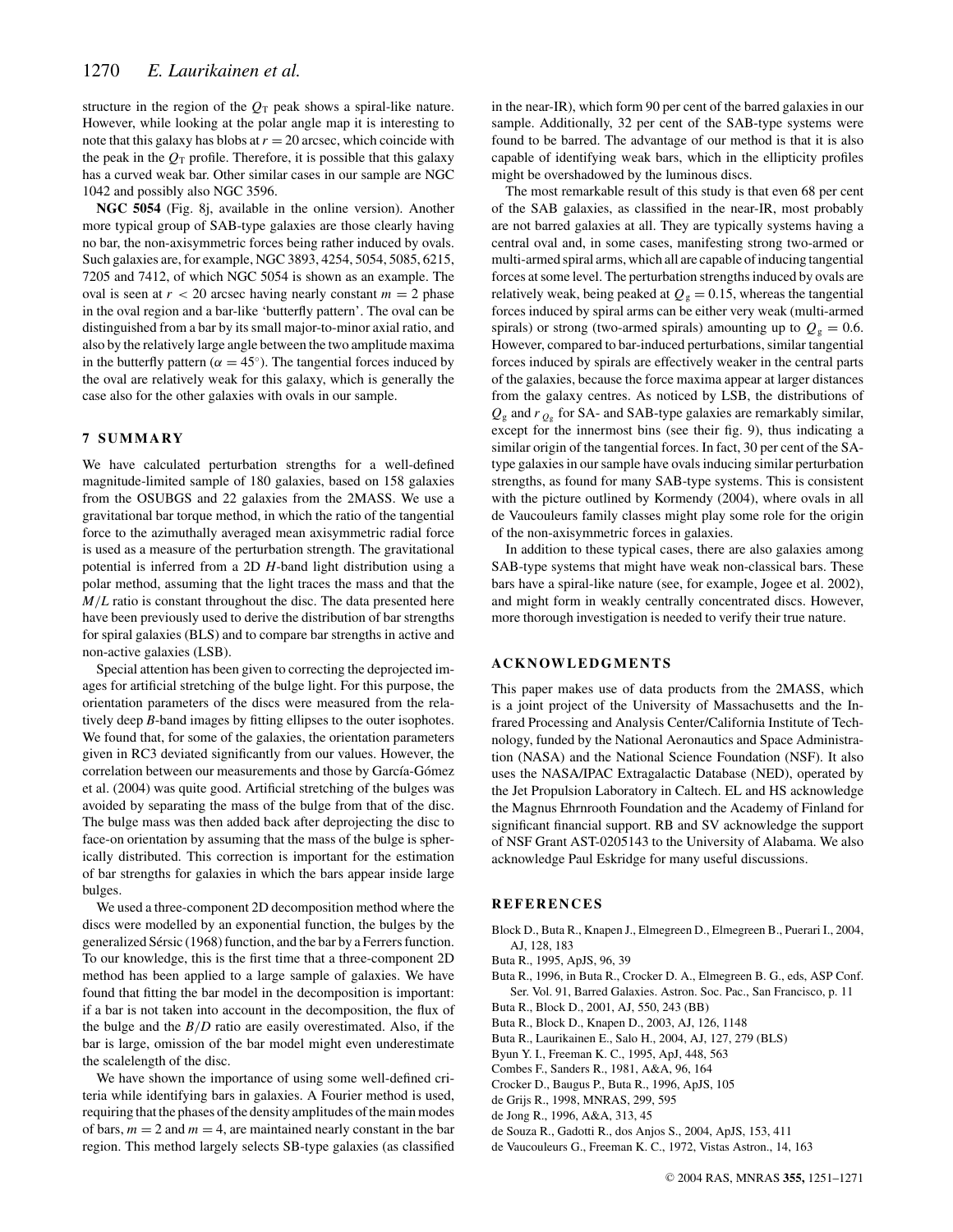structure in the region of the $Q_T$ peak shows a spiral-like nature. However, while looking at the polar angle map it is interesting to note that this galaxy has blobs at $r = 20$ arcsec, which coincide with the peak in the $Q_T$ profile. Therefore, it is possible that this galaxy has a curved weak bar. Other similar cases in our sample are NGC 1042 and possibly also NGC 3596.

**NGC 5054** (Fig. 8j, available in the online version). Another more typical group of SAB-type galaxies are those clearly having no bar, the non-axisymmetric forces being rather induced by ovals. Such galaxies are, for example, NGC 3893, 4254, 5054, 5085, 6215, 7205 and 7412, of which NGC 5054 is shown as an example. The oval is seen at $r < 20$ arcsec having nearly constant $m = 2$ phase in the oval region and a bar-like 'butterfly pattern'. The oval can be distinguished from a bar by its small major-to-minor axial ratio, and also by the relatively large angle between the two amplitude maxima in the butterfly pattern ($\alpha = 45°$). The tangential forces induced by the oval are relatively weak for this galaxy, which is generally the case also for the other galaxies with ovals in our sample.

## 7 SUMMARY

We have calculated perturbation strengths for a well-defined magnitude-limited sample of 180 galaxies, based on 158 galaxies from the OSUBGS and 22 galaxies from the 2MASS. We use a gravitational bar torque method, in which the ratio of the tangential force to the azimuthally averaged mean axisymmetric radial force is used as a measure of the perturbation strength. The gravitational potential is inferred from a 2D $H$-band light distribution using a polar method, assuming that the light traces the mass and that the $M/L$ ratio is constant throughout the disc. The data presented here have been previously used to derive the distribution of bar strengths for spiral galaxies (BLS) and to compare bar strengths in active and non-active galaxies (LSB).

Special attention has been given to correcting the deprojected images for artificial stretching of the bulge light. For this purpose, the orientation parameters of the discs were measured from the relatively deep $B$-band images by fitting ellipses to the outer isophotes. We found that, for some of the galaxies, the orientation parameters given in RC3 deviated significantly from our values. However, the correlation between our measurements and those by García-Gómez et al. (2004) was quite good. Artificial stretching of the bulges was avoided by separating the mass of the bulge from that of the disc. The bulge mass was then added back after deprojecting the disc to face-on orientation by assuming that the mass of the bulge is spherically distributed. This correction is important for the estimation of bar strengths for galaxies in which the bars appear inside large bulges.

We used a three-component 2D decomposition method where the discs were modelled by an exponential function, the bulges by the generalized Sérsic (1968) function, and the bar by a Ferrers function. To our knowledge, this is the first time that a three-component 2D method has been applied to a large sample of galaxies. We have found that fitting the bar model in the decomposition is important: if a bar is not taken into account in the decomposition, the flux of the bulge and the $B/D$ ratio are easily overestimated. Also, if the bar is large, omission of the bar model might even underestimate the scalelength of the disc.

We have shown the importance of using some well-defined criteria while identifying bars in galaxies. A Fourier method is used, requiring that the phases of the density amplitudes of the main modes of bars, $m = 2$ and $m = 4$, are maintained nearly constant in the bar region. This method largely selects SB-type galaxies (as classified in the near-IR), which form 90 per cent of the barred galaxies in our sample. Additionally, 32 per cent of the SAB-type systems were found to be barred. The advantage of our method is that it is also capable of identifying weak bars, which in the ellipticity profiles might be overshadowed by the luminous discs.

The most remarkable result of this study is that even 68 per cent of the SAB galaxies, as classified in the near-IR, most probably are not barred galaxies at all. They are typically systems having a central oval and, in some cases, manifesting strong two-armed or multi-armed spiral arms, which all are capable of inducing tangential forces at some level. The perturbation strengths induced by ovals are relatively weak, being peaked at $Q_g = 0.15$, whereas the tangential forces induced by spiral arms can be either very weak (multi-armed spirals) or strong (two-armed spirals) amounting up to $Q_g = 0.6$. However, compared to bar-induced perturbations, similar tangential forces induced by spirals are effectively weaker in the central parts of the galaxies, because the force maxima appear at larger distances from the galaxy centres. As noticed by LSB, the distributions of $Q_g$ and $r_{Q_g}$ for SA- and SAB-type galaxies are remarkably similar, except for the innermost bins (see their fig. 9), thus indicating a similar origin of the tangential forces. In fact, 30 per cent of the SA-type galaxies in our sample have ovals inducing similar perturbation strengths, as found for many SAB-type systems. This is consistent with the picture outlined by Kormendy (2004), where ovals in all de Vaucouleurs family classes might play some role for the origin of the non-axisymmetric forces in galaxies.

In addition to these typical cases, there are also galaxies among SAB-type systems that might have weak non-classical bars. These bars have a spiral-like nature (see, for example, Jogee et al. 2002), and might form in weakly centrally concentrated discs. However, more thorough investigation is needed to verify their true nature.

## ACKNOWLEDGMENTS

This paper makes use of data products from the 2MASS, which is a joint project of the University of Massachusetts and the Infrared Processing and Analysis Center/California Institute of Technology, funded by the National Aeronautics and Space Administration (NASA) and the National Science Foundation (NSF). It also uses the NASA/IPAC Extragalactic Database (NED), operated by the Jet Propulsion Laboratory in Caltech. EL and HS acknowledge the Magnus Ehrnrooth Foundation and the Academy of Finland for significant financial support. RB and SV acknowledge the support of NSF Grant AST-0205143 to the University of Alabama. We also acknowledge Paul Eskridge for many useful discussions.

## REFERENCES

Block D., Buta R., Knapen J., Elmegreen D., Elmegreen B., Puerari I., 2004, AJ, 128, 183

Buta R., 1995, ApJS, 96, 39

Buta R., 1996, in Buta R., Crocker D. A., Elmegreen B. G., eds, ASP Conf. Ser. Vol. 91, Barred Galaxies. Astron. Soc. Pac., San Francisco, p. 11

Buta R., Block D., 2001, AJ, 550, 243 (BB)

Buta R., Block D., Knapen D., 2003, AJ, 126, 1148

Buta R., Laurikainen E., Salo H., 2004, AJ, 127, 279 (BLS)

Byun Y. I., Freeman K. C., 1995, ApJ, 448, 563

Combes F., Sanders R., 1981, A&A, 96, 164

Crocker D., Baugus P., Buta R., 1996, ApJS, 105

de Grijs R., 1998, MNRAS, 299, 595

de Jong R., 1996, A&A, 313, 45

de Souza R., Gadotti R., dos Anjos S., 2004, ApJS, 153, 411

de Vaucouleurs G., Freeman K. C., 1972, Vistas Astron., 14, 163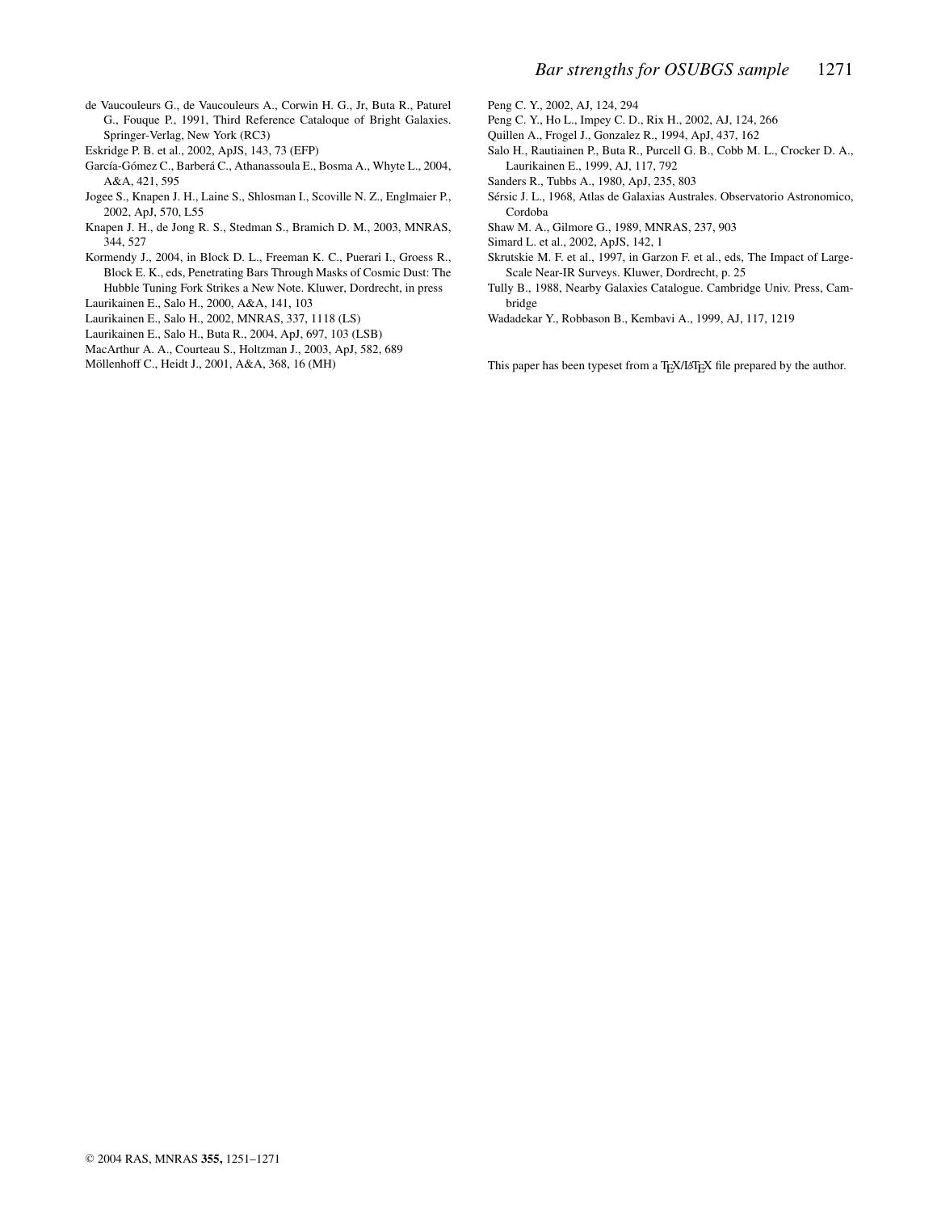de Vaucouleurs G., de Vaucouleurs A., Corwin H. G., Jr, Buta R., Paturel G., Fouque P., 1991, Third Reference Cataloque of Bright Galaxies. Springer-Verlag, New York (RC3)

Eskridge P. B. et al., 2002, ApJS, 143, 73 (EFP)

García-Gómez C., Barberá C., Athanassoula E., Bosma A., Whyte L., 2004, A&A, 421, 595

Jogee S., Knapen J. H., Laine S., Shlosman I., Scoville N. Z., Englmaier P., 2002, ApJ, 570, L55

Knapen J. H., de Jong R. S., Stedman S., Bramich D. M., 2003, MNRAS, 344, 527

Kormendy J., 2004, in Block D. L., Freeman K. C., Puerari I., Groess R., Block E. K., eds, Penetrating Bars Through Masks of Cosmic Dust: The Hubble Tuning Fork Strikes a New Note. Kluwer, Dordrecht, in press

Laurikainen E., Salo H., 2000, A&A, 141, 103

Laurikainen E., Salo H., 2002, MNRAS, 337, 1118 (LS)

Laurikainen E., Salo H., Buta R., 2004, ApJ, 697, 103 (LSB)

MacArthur A. A., Courteau S., Holtzman J., 2003, ApJ, 582, 689

Möllenhoff C., Heidt J., 2001, A&A, 368, 16 (MH)

Peng C. Y., 2002, AJ, 124, 294

Peng C. Y., Ho L., Impey C. D., Rix H., 2002, AJ, 124, 266

Quillen A., Frogel J., Gonzalez R., 1994, ApJ, 437, 162

Salo H., Rautiainen P., Buta R., Purcell G. B., Cobb M. L., Crocker D. A., Laurikainen E., 1999, AJ, 117, 792

Sanders R., Tubbs A., 1980, ApJ, 235, 803

Sérsic J. L., 1968, Atlas de Galaxias Australes. Observatorio Astronomico, Cordoba

Shaw M. A., Gilmore G., 1989, MNRAS, 237, 903

Simard L. et al., 2002, ApJS, 142, 1

Skrutskie M. F. et al., 1997, in Garzon F. et al., eds, The Impact of Large-Scale Near-IR Surveys. Kluwer, Dordrecht, p. 25

Tully B., 1988, Nearby Galaxies Catalogue. Cambridge Univ. Press, Cambridge

Wadadekar Y., Robbason B., Kembavi A., 1999, AJ, 117, 1219

This paper has been typeset from a TEX/LATEX file prepared by the author.